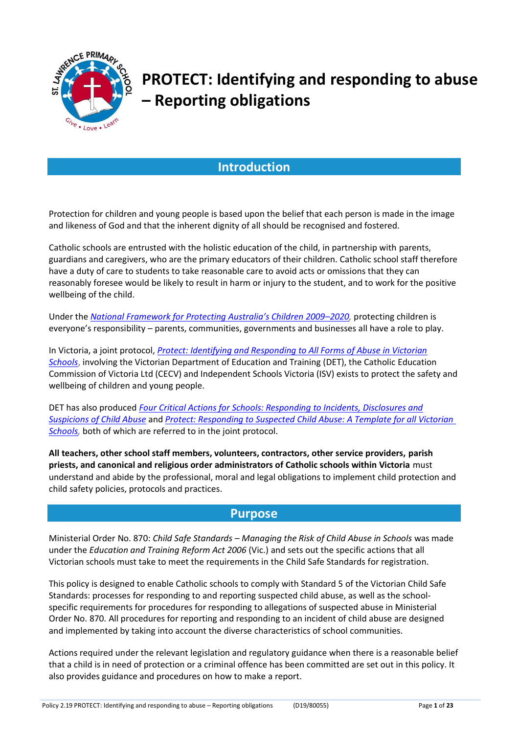# PROTECT: Identifying and responding to abuse – Reporting obligations

## Introduction

Protection for children and young people is based upon the belief that each person is made in the image and likeness of God and that the inherent dignity of all should be recognised and fostered.

Catholic schools are entrusted with the holistic education of the child, in partnership with parents, guardians and caregivers, who are the primary educators of their children. Catholic school staff therefore have a duty of care to students to take reasonable care to avoid acts or omissions that they can reasonably foresee would be likely to result in harm or injury to the student, and to work for the positive wellbeing of the child.

Under the *National Framework for Protecting Australia's Children 2009–2020*, protecting children is everyone's responsibility – parents, communities, governments and businesses all have a role to play.

In Victoria, a joint protocol, *Protect: Identifying and Responding to All Forms of Abuse in Victorian Schools*, involving the Victorian Department of Education and Training (DET), the Catholic Education Commission of Victoria Ltd (CECV) and Independent Schools Victoria (ISV) exists to protect the safety and wellbeing of children and young people.

DET has also produced *Four Critical Actions for Schools: Responding to Incidents, Disclosures and Suspicions of Child Abuse* and *Protect: Responding to Suspected Child Abuse: A Template for all Victorian Schools*, both of which are referred to in the joint protocol.

**All teachers, other school staff members, volunteers, contractors, other service providers, parish priests, and canonical and religious order administrators of Catholic schools within Victoria** must understand and abide by the professional, moral and legal obligations to implement child protection and child safety policies, protocols and practices.

## Purpose

Ministerial Order No. 870: *Child Safe Standards – Managing the Risk of Child Abuse in Schools* was made under the *Education and Training Reform Act 2006* (Vic.) and sets out the specific actions that all Victorian schools must take to meet the requirements in the Child Safe Standards for registration.

This policy is designed to enable Catholic schools to comply with Standard 5 of the Victorian Child Safe Standards: processes for responding to and reporting suspected child abuse, as well as the school-specific requirements for procedures for responding to allegations of suspected abuse in Ministerial Order No. 870. All procedures for reporting and responding to an incident of child abuse are designed and implemented by taking into account the diverse characteristics of school communities.

Actions required under the relevant legislation and regulatory guidance when there is a reasonable belief that a child is in need of protection or a criminal offence has been committed are set out in this policy. It also provides guidance and procedures on how to make a report.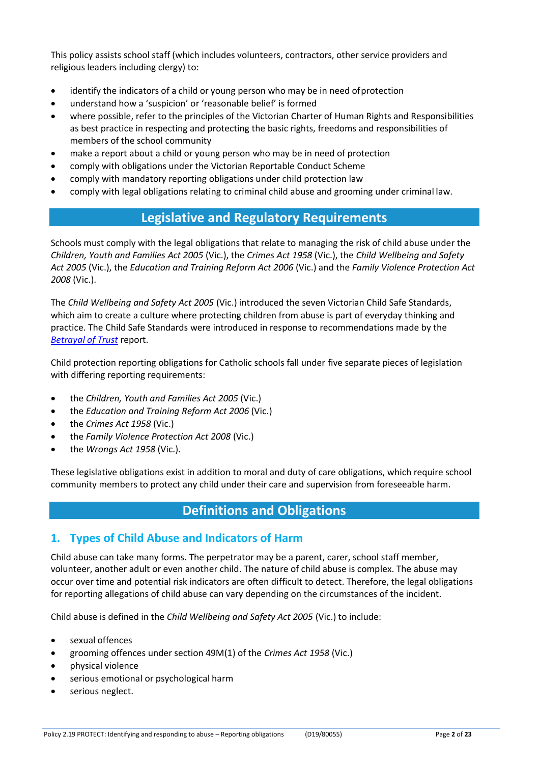This policy assists school staff (which includes volunteers, contractors, other service providers and religious leaders including clergy) to:

- identify the indicators of a child or young person who may be in need of protection
- understand how a 'suspicion' or 'reasonable belief' is formed
- where possible, refer to the principles of the Victorian Charter of Human Rights and Responsibilities as best practice in respecting and protecting the basic rights, freedoms and responsibilities of members of the school community
- make a report about a child or young person who may be in need of protection
- comply with obligations under the Victorian Reportable Conduct Scheme
- comply with mandatory reporting obligations under child protection law
- comply with legal obligations relating to criminal child abuse and grooming under criminal law.

## Legislative and Regulatory Requirements

Schools must comply with the legal obligations that relate to managing the risk of child abuse under the *Children, Youth and Families Act 2005* (Vic.), the *Crimes Act 1958* (Vic.), the *Child Wellbeing and Safety Act 2005* (Vic.), the *Education and Training Reform Act 2006* (Vic.) and the *Family Violence Protection Act 2008* (Vic.).

The *Child Wellbeing and Safety Act 2005* (Vic.) introduced the seven Victorian Child Safe Standards, which aim to create a culture where protecting children from abuse is part of everyday thinking and practice. The Child Safe Standards were introduced in response to recommendations made by the *Betrayal of Trust* report.

Child protection reporting obligations for Catholic schools fall under five separate pieces of legislation with differing reporting requirements:

- the *Children, Youth and Families Act 2005* (Vic.)
- the *Education and Training Reform Act 2006* (Vic.)
- the *Crimes Act 1958* (Vic.)
- the *Family Violence Protection Act 2008* (Vic.)
- the *Wrongs Act 1958* (Vic.).

These legislative obligations exist in addition to moral and duty of care obligations, which require school community members to protect any child under their care and supervision from foreseeable harm.

## Definitions and Obligations

### 1. Types of Child Abuse and Indicators of Harm

Child abuse can take many forms. The perpetrator may be a parent, carer, school staff member, volunteer, another adult or even another child. The nature of child abuse is complex. The abuse may occur over time and potential risk indicators are often difficult to detect. Therefore, the legal obligations for reporting allegations of child abuse can vary depending on the circumstances of the incident.

Child abuse is defined in the *Child Wellbeing and Safety Act 2005* (Vic.) to include:

- sexual offences
- grooming offences under section 49M(1) of the *Crimes Act 1958* (Vic.)
- physical violence
- serious emotional or psychological harm
- serious neglect.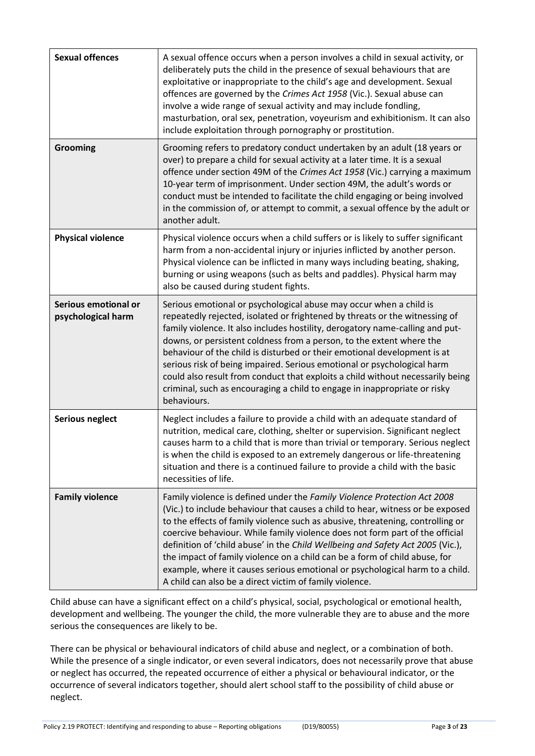| **Sexual offences** | A sexual offence occurs when a person involves a child in sexual activity, or deliberately puts the child in the presence of sexual behaviours that are exploitative or inappropriate to the child's age and development. Sexual offences are governed by the *Crimes Act 1958* (Vic.). Sexual abuse can involve a wide range of sexual activity and may include fondling, masturbation, oral sex, penetration, voyeurism and exhibitionism. It can also include exploitation through pornography or prostitution. |
|---|---|
| **Grooming** | Grooming refers to predatory conduct undertaken by an adult (18 years or over) to prepare a child for sexual activity at a later time. It is a sexual offence under section 49M of the *Crimes Act 1958* (Vic.) carrying a maximum 10-year term of imprisonment. Under section 49M, the adult's words or conduct must be intended to facilitate the child engaging or being involved in the commission of, or attempt to commit, a sexual offence by the adult or another adult. |
| **Physical violence** | Physical violence occurs when a child suffers or is likely to suffer significant harm from a non-accidental injury or injuries inflicted by another person. Physical violence can be inflicted in many ways including beating, shaking, burning or using weapons (such as belts and paddles). Physical harm may also be caused during student fights. |
| **Serious emotional or psychological harm** | Serious emotional or psychological abuse may occur when a child is repeatedly rejected, isolated or frightened by threats or the witnessing of family violence. It also includes hostility, derogatory name-calling and put-downs, or persistent coldness from a person, to the extent where the behaviour of the child is disturbed or their emotional development is at serious risk of being impaired. Serious emotional or psychological harm could also result from conduct that exploits a child without necessarily being criminal, such as encouraging a child to engage in inappropriate or risky behaviours. |
| **Serious neglect** | Neglect includes a failure to provide a child with an adequate standard of nutrition, medical care, clothing, shelter or supervision. Significant neglect causes harm to a child that is more than trivial or temporary. Serious neglect is when the child is exposed to an extremely dangerous or life-threatening situation and there is a continued failure to provide a child with the basic necessities of life. |
| **Family violence** | Family violence is defined under the *Family Violence Protection Act 2008* (Vic.) to include behaviour that causes a child to hear, witness or be exposed to the effects of family violence such as abusive, threatening, controlling or coercive behaviour. While family violence does not form part of the official definition of 'child abuse' in the *Child Wellbeing and Safety Act 2005* (Vic.), the impact of family violence on a child can be a form of child abuse, for example, where it causes serious emotional or psychological harm to a child. A child can also be a direct victim of family violence. |

Child abuse can have a significant effect on a child's physical, social, psychological or emotional health, development and wellbeing. The younger the child, the more vulnerable they are to abuse and the more serious the consequences are likely to be.

There can be physical or behavioural indicators of child abuse and neglect, or a combination of both. While the presence of a single indicator, or even several indicators, does not necessarily prove that abuse or neglect has occurred, the repeated occurrence of either a physical or behavioural indicator, or the occurrence of several indicators together, should alert school staff to the possibility of child abuse or neglect.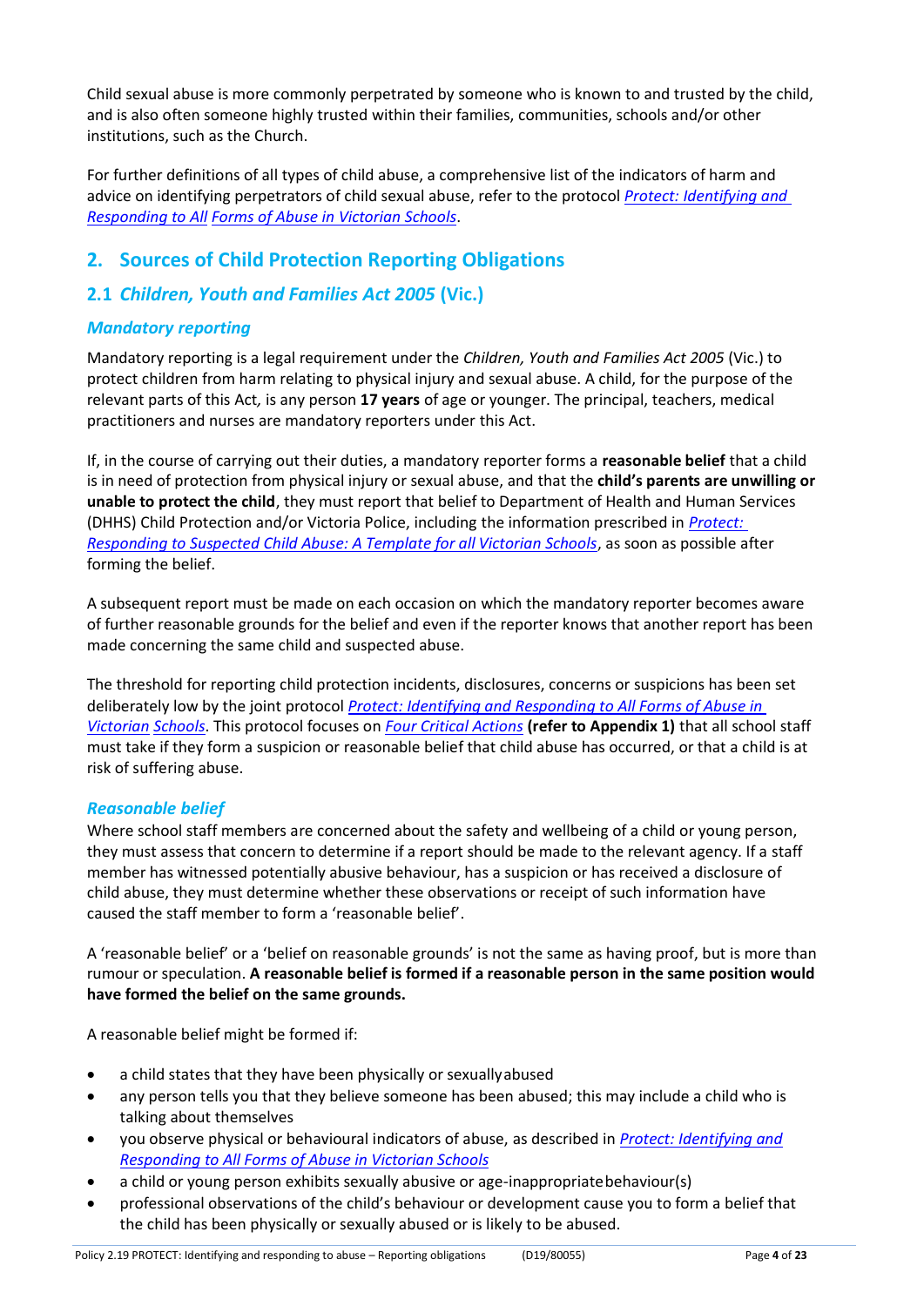Child sexual abuse is more commonly perpetrated by someone who is known to and trusted by the child, and is also often someone highly trusted within their families, communities, schools and/or other institutions, such as the Church.

For further definitions of all types of child abuse, a comprehensive list of the indicators of harm and advice on identifying perpetrators of child sexual abuse, refer to the protocol *Protect: Identifying and Responding to All Forms of Abuse in Victorian Schools*.

## 2. Sources of Child Protection Reporting Obligations

### 2.1 *Children, Youth and Families Act 2005* (Vic.)

#### *Mandatory reporting*

Mandatory reporting is a legal requirement under the *Children, Youth and Families Act 2005* (Vic.) to protect children from harm relating to physical injury and sexual abuse. A child, for the purpose of the relevant parts of this Act, is any person **17 years** of age or younger. The principal, teachers, medical practitioners and nurses are mandatory reporters under this Act.

If, in the course of carrying out their duties, a mandatory reporter forms a **reasonable belief** that a child is in need of protection from physical injury or sexual abuse, and that the **child's parents are unwilling or unable to protect the child**, they must report that belief to Department of Health and Human Services (DHHS) Child Protection and/or Victoria Police, including the information prescribed in *Protect: Responding to Suspected Child Abuse: A Template for all Victorian Schools*, as soon as possible after forming the belief.

A subsequent report must be made on each occasion on which the mandatory reporter becomes aware of further reasonable grounds for the belief and even if the reporter knows that another report has been made concerning the same child and suspected abuse.

The threshold for reporting child protection incidents, disclosures, concerns or suspicions has been set deliberately low by the joint protocol *Protect: Identifying and Responding to All Forms of Abuse in Victorian Schools*. This protocol focuses on *Four Critical Actions* **(refer to Appendix 1)** that all school staff must take if they form a suspicion or reasonable belief that child abuse has occurred, or that a child is at risk of suffering abuse.

#### *Reasonable belief*

Where school staff members are concerned about the safety and wellbeing of a child or young person, they must assess that concern to determine if a report should be made to the relevant agency. If a staff member has witnessed potentially abusive behaviour, has a suspicion or has received a disclosure of child abuse, they must determine whether these observations or receipt of such information have caused the staff member to form a 'reasonable belief'.

A 'reasonable belief' or a 'belief on reasonable grounds' is not the same as having proof, but is more than rumour or speculation. **A reasonable belief is formed if a reasonable person in the same position would have formed the belief on the same grounds.**

A reasonable belief might be formed if:

- a child states that they have been physically or sexually abused
- any person tells you that they believe someone has been abused; this may include a child who is talking about themselves
- you observe physical or behavioural indicators of abuse, as described in *Protect: Identifying and Responding to All Forms of Abuse in Victorian Schools*
- a child or young person exhibits sexually abusive or age-inappropriate behaviour(s)
- professional observations of the child's behaviour or development cause you to form a belief that the child has been physically or sexually abused or is likely to be abused.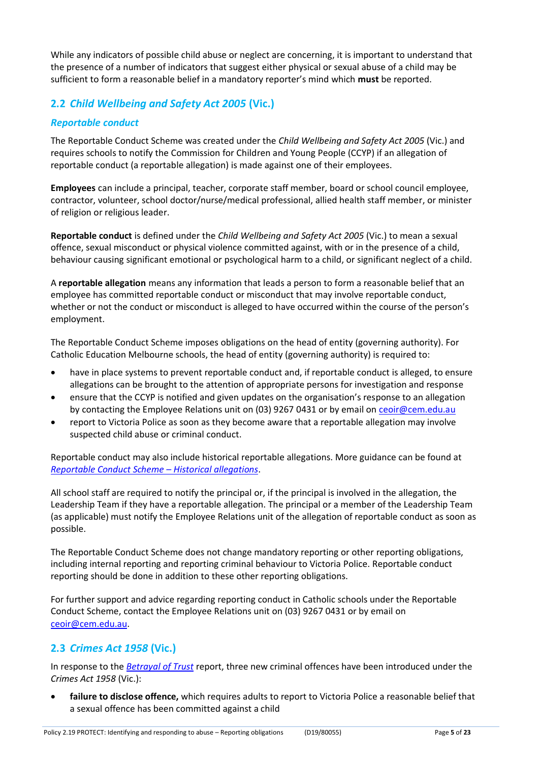While any indicators of possible child abuse or neglect are concerning, it is important to understand that the presence of a number of indicators that suggest either physical or sexual abuse of a child may be sufficient to form a reasonable belief in a mandatory reporter's mind which **must** be reported.

## 2.2 *Child Wellbeing and Safety Act 2005* (Vic.)

### *Reportable conduct*

The Reportable Conduct Scheme was created under the *Child Wellbeing and Safety Act 2005* (Vic.) and requires schools to notify the Commission for Children and Young People (CCYP) if an allegation of reportable conduct (a reportable allegation) is made against one of their employees.

**Employees** can include a principal, teacher, corporate staff member, board or school council employee, contractor, volunteer, school doctor/nurse/medical professional, allied health staff member, or minister of religion or religious leader.

**Reportable conduct** is defined under the *Child Wellbeing and Safety Act 2005* (Vic.) to mean a sexual offence, sexual misconduct or physical violence committed against, with or in the presence of a child, behaviour causing significant emotional or psychological harm to a child, or significant neglect of a child.

A **reportable allegation** means any information that leads a person to form a reasonable belief that an employee has committed reportable conduct or misconduct that may involve reportable conduct, whether or not the conduct or misconduct is alleged to have occurred within the course of the person's employment.

The Reportable Conduct Scheme imposes obligations on the head of entity (governing authority). For Catholic Education Melbourne schools, the head of entity (governing authority) is required to:

- have in place systems to prevent reportable conduct and, if reportable conduct is alleged, to ensure allegations can be brought to the attention of appropriate persons for investigation and response
- ensure that the CCYP is notified and given updates on the organisation's response to an allegation by contacting the Employee Relations unit on (03) 9267 0431 or by email on ceoir@cem.edu.au
- report to Victoria Police as soon as they become aware that a reportable allegation may involve suspected child abuse or criminal conduct.

Reportable conduct may also include historical reportable allegations. More guidance can be found at *Reportable Conduct Scheme – Historical allegations*.

All school staff are required to notify the principal or, if the principal is involved in the allegation, the Leadership Team if they have a reportable allegation. The principal or a member of the Leadership Team (as applicable) must notify the Employee Relations unit of the allegation of reportable conduct as soon as possible.

The Reportable Conduct Scheme does not change mandatory reporting or other reporting obligations, including internal reporting and reporting criminal behaviour to Victoria Police. Reportable conduct reporting should be done in addition to these other reporting obligations.

For further support and advice regarding reporting conduct in Catholic schools under the Reportable Conduct Scheme, contact the Employee Relations unit on (03) 9267 0431 or by email on ceoir@cem.edu.au.

## 2.3 *Crimes Act 1958* (Vic.)

In response to the *Betrayal of Trust* report, three new criminal offences have been introduced under the *Crimes Act 1958* (Vic.):

- **failure to disclose offence,** which requires adults to report to Victoria Police a reasonable belief that a sexual offence has been committed against a child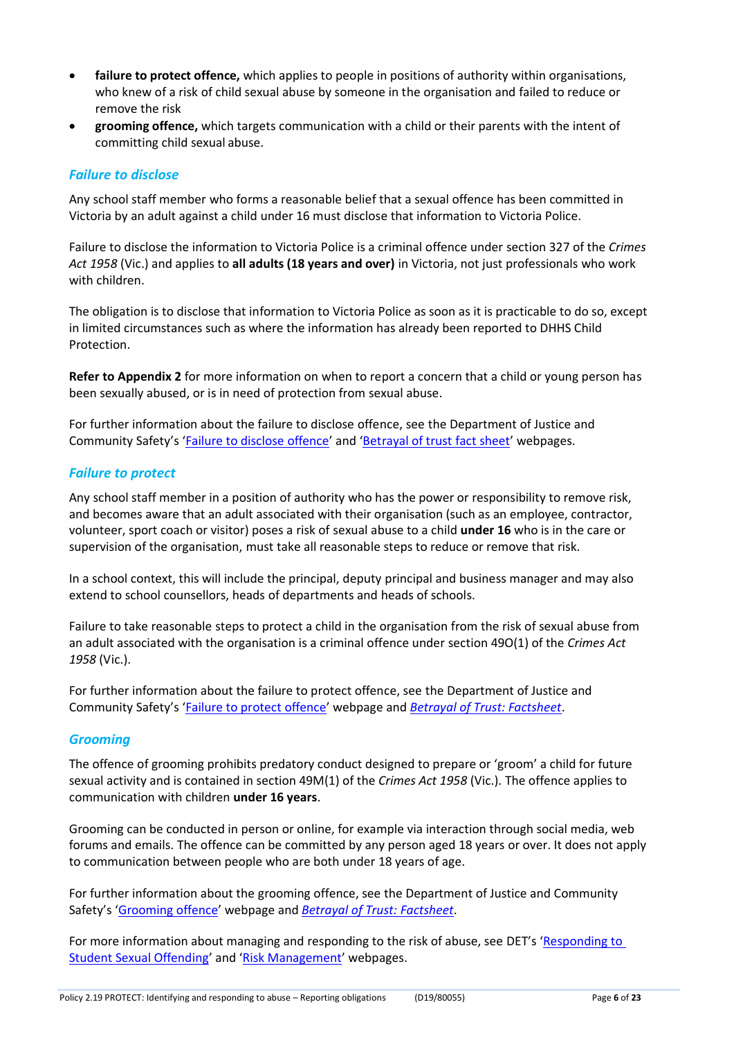- **failure to protect offence,** which applies to people in positions of authority within organisations, who knew of a risk of child sexual abuse by someone in the organisation and failed to reduce or remove the risk
- **grooming offence,** which targets communication with a child or their parents with the intent of committing child sexual abuse.

### *Failure to disclose*

Any school staff member who forms a reasonable belief that a sexual offence has been committed in Victoria by an adult against a child under 16 must disclose that information to Victoria Police.

Failure to disclose the information to Victoria Police is a criminal offence under section 327 of the *Crimes Act 1958* (Vic.) and applies to **all adults (18 years and over)** in Victoria, not just professionals who work with children.

The obligation is to disclose that information to Victoria Police as soon as it is practicable to do so, except in limited circumstances such as where the information has already been reported to DHHS Child Protection.

**Refer to Appendix 2** for more information on when to report a concern that a child or young person has been sexually abused, or is in need of protection from sexual abuse.

For further information about the failure to disclose offence, see the Department of Justice and Community Safety's 'Failure to disclose offence' and 'Betrayal of trust fact sheet' webpages.

### *Failure to protect*

Any school staff member in a position of authority who has the power or responsibility to remove risk, and becomes aware that an adult associated with their organisation (such as an employee, contractor, volunteer, sport coach or visitor) poses a risk of sexual abuse to a child **under 16** who is in the care or supervision of the organisation, must take all reasonable steps to reduce or remove that risk.

In a school context, this will include the principal, deputy principal and business manager and may also extend to school counsellors, heads of departments and heads of schools.

Failure to take reasonable steps to protect a child in the organisation from the risk of sexual abuse from an adult associated with the organisation is a criminal offence under section 49O(1) of the *Crimes Act 1958* (Vic.).

For further information about the failure to protect offence, see the Department of Justice and Community Safety's 'Failure to protect offence' webpage and *Betrayal of Trust: Factsheet*.

### *Grooming*

The offence of grooming prohibits predatory conduct designed to prepare or 'groom' a child for future sexual activity and is contained in section 49M(1) of the *Crimes Act 1958* (Vic.). The offence applies to communication with children **under 16 years**.

Grooming can be conducted in person or online, for example via interaction through social media, web forums and emails. The offence can be committed by any person aged 18 years or over. It does not apply to communication between people who are both under 18 years of age.

For further information about the grooming offence, see the Department of Justice and Community Safety's 'Grooming offence' webpage and *Betrayal of Trust: Factsheet*.

For more information about managing and responding to the risk of abuse, see DET's 'Responding to Student Sexual Offending' and 'Risk Management' webpages.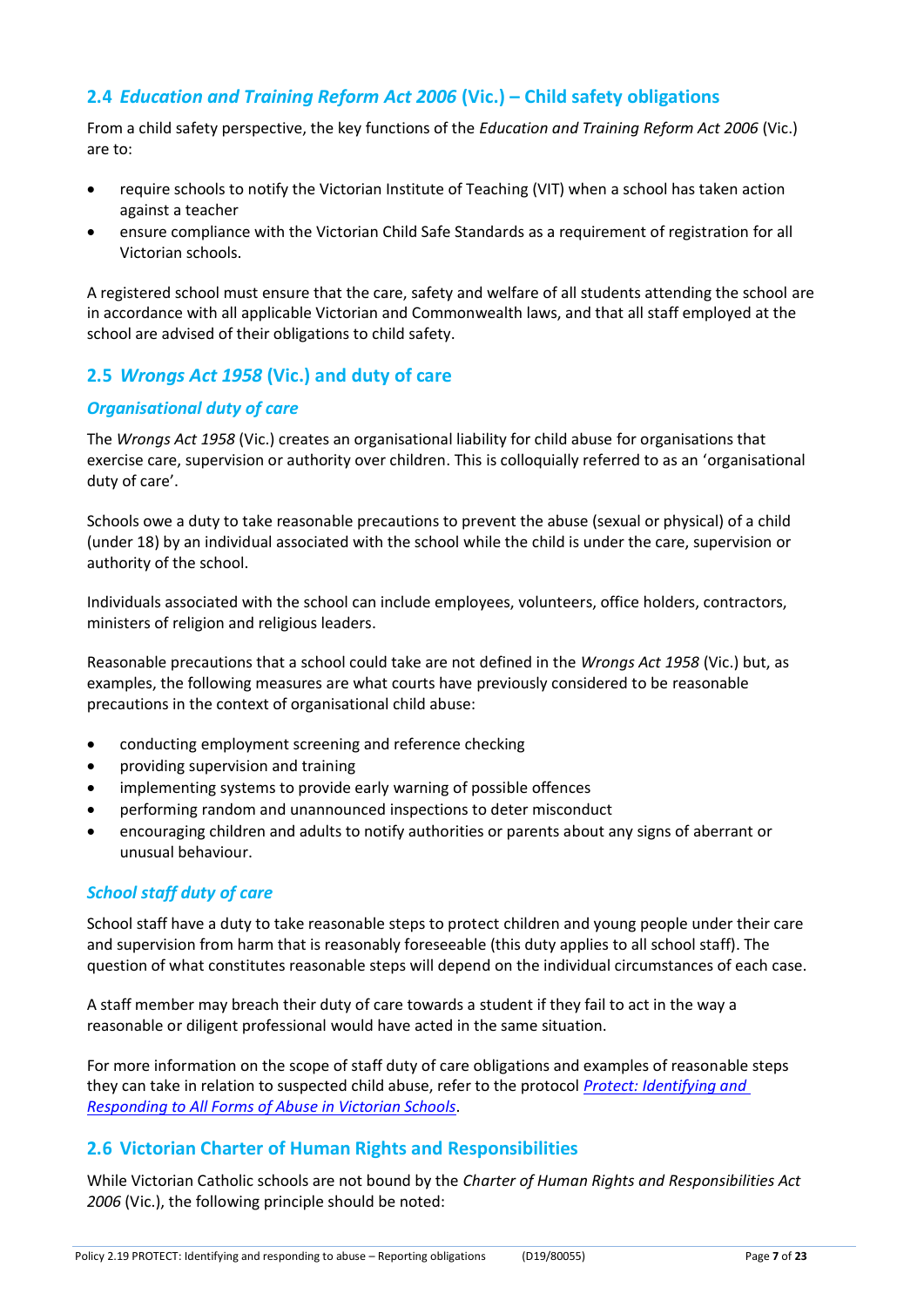## 2.4 *Education and Training Reform Act 2006* (Vic.) – Child safety obligations

From a child safety perspective, the key functions of the *Education and Training Reform Act 2006* (Vic.) are to:

- require schools to notify the Victorian Institute of Teaching (VIT) when a school has taken action against a teacher
- ensure compliance with the Victorian Child Safe Standards as a requirement of registration for all Victorian schools.

A registered school must ensure that the care, safety and welfare of all students attending the school are in accordance with all applicable Victorian and Commonwealth laws, and that all staff employed at the school are advised of their obligations to child safety.

## 2.5 *Wrongs Act 1958* (Vic.) and duty of care

### *Organisational duty of care*

The *Wrongs Act 1958* (Vic.) creates an organisational liability for child abuse for organisations that exercise care, supervision or authority over children. This is colloquially referred to as an 'organisational duty of care'.

Schools owe a duty to take reasonable precautions to prevent the abuse (sexual or physical) of a child (under 18) by an individual associated with the school while the child is under the care, supervision or authority of the school.

Individuals associated with the school can include employees, volunteers, office holders, contractors, ministers of religion and religious leaders.

Reasonable precautions that a school could take are not defined in the *Wrongs Act 1958* (Vic.) but, as examples, the following measures are what courts have previously considered to be reasonable precautions in the context of organisational child abuse:

- conducting employment screening and reference checking
- providing supervision and training
- implementing systems to provide early warning of possible offences
- performing random and unannounced inspections to deter misconduct
- encouraging children and adults to notify authorities or parents about any signs of aberrant or unusual behaviour.

### *School staff duty of care*

School staff have a duty to take reasonable steps to protect children and young people under their care and supervision from harm that is reasonably foreseeable (this duty applies to all school staff). The question of what constitutes reasonable steps will depend on the individual circumstances of each case.

A staff member may breach their duty of care towards a student if they fail to act in the way a reasonable or diligent professional would have acted in the same situation.

For more information on the scope of staff duty of care obligations and examples of reasonable steps they can take in relation to suspected child abuse, refer to the protocol *Protect: Identifying and Responding to All Forms of Abuse in Victorian Schools*.

## 2.6 Victorian Charter of Human Rights and Responsibilities

While Victorian Catholic schools are not bound by the *Charter of Human Rights and Responsibilities Act 2006* (Vic.), the following principle should be noted: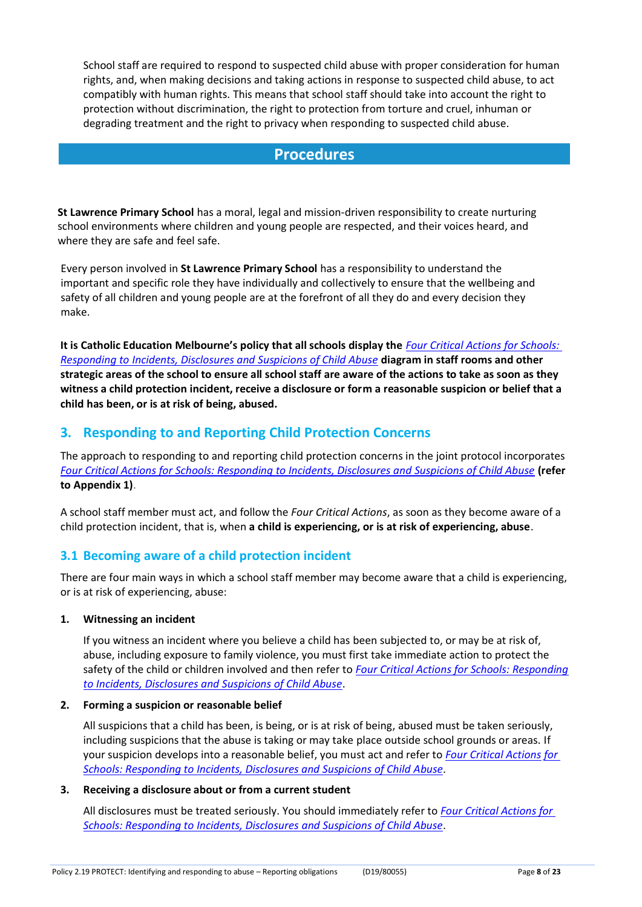School staff are required to respond to suspected child abuse with proper consideration for human rights, and, when making decisions and taking actions in response to suspected child abuse, to act compatibly with human rights. This means that school staff should take into account the right to protection without discrimination, the right to protection from torture and cruel, inhuman or degrading treatment and the right to privacy when responding to suspected child abuse.

# Procedures

**St Lawrence Primary School** has a moral, legal and mission-driven responsibility to create nurturing school environments where children and young people are respected, and their voices heard, and where they are safe and feel safe.

Every person involved in **St Lawrence Primary School** has a responsibility to understand the important and specific role they have individually and collectively to ensure that the wellbeing and safety of all children and young people are at the forefront of all they do and every decision they make.

**It is Catholic Education Melbourne's policy that all schools display the** *Four Critical Actions for Schools: Responding to Incidents, Disclosures and Suspicions of Child Abuse* **diagram in staff rooms and other strategic areas of the school to ensure all school staff are aware of the actions to take as soon as they witness a child protection incident, receive a disclosure or form a reasonable suspicion or belief that a child has been, or is at risk of being, abused.**

## 3. Responding to and Reporting Child Protection Concerns

The approach to responding to and reporting child protection concerns in the joint protocol incorporates *Four Critical Actions for Schools: Responding to Incidents, Disclosures and Suspicions of Child Abuse* **(refer to Appendix 1)**.

A school staff member must act, and follow the *Four Critical Actions*, as soon as they become aware of a child protection incident, that is, when **a child is experiencing, or is at risk of experiencing, abuse**.

### 3.1 Becoming aware of a child protection incident

There are four main ways in which a school staff member may become aware that a child is experiencing, or is at risk of experiencing, abuse:

1. **Witnessing an incident**

   If you witness an incident where you believe a child has been subjected to, or may be at risk of, abuse, including exposure to family violence, you must first take immediate action to protect the safety of the child or children involved and then refer to *Four Critical Actions for Schools: Responding to Incidents, Disclosures and Suspicions of Child Abuse*.

2. **Forming a suspicion or reasonable belief**

   All suspicions that a child has been, is being, or is at risk of being, abused must be taken seriously, including suspicions that the abuse is taking or may take place outside school grounds or areas. If your suspicion develops into a reasonable belief, you must act and refer to *Four Critical Actions for Schools: Responding to Incidents, Disclosures and Suspicions of Child Abuse*.

3. **Receiving a disclosure about or from a current student**

   All disclosures must be treated seriously. You should immediately refer to *Four Critical Actions for Schools: Responding to Incidents, Disclosures and Suspicions of Child Abuse*.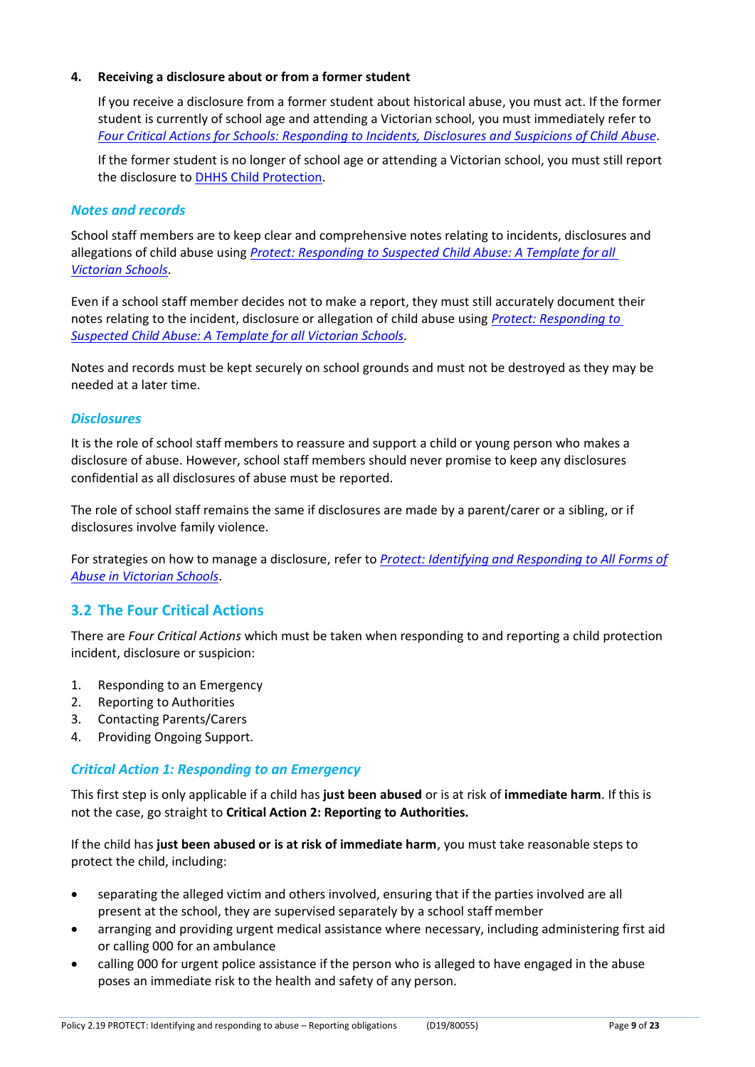4. **Receiving a disclosure about or from a former student**

   If you receive a disclosure from a former student about historical abuse, you must act. If the former student is currently of school age and attending a Victorian school, you must immediately refer to *Four Critical Actions for Schools: Responding to Incidents, Disclosures and Suspicions of Child Abuse*.

   If the former student is no longer of school age or attending a Victorian school, you must still report the disclosure to DHHS Child Protection.

### *Notes and records*

School staff members are to keep clear and comprehensive notes relating to incidents, disclosures and allegations of child abuse using *Protect: Responding to Suspected Child Abuse: A Template for all Victorian Schools*.

Even if a school staff member decides not to make a report, they must still accurately document their notes relating to the incident, disclosure or allegation of child abuse using *Protect: Responding to Suspected Child Abuse: A Template for all Victorian Schools*.

Notes and records must be kept securely on school grounds and must not be destroyed as they may be needed at a later time.

### *Disclosures*

It is the role of school staff members to reassure and support a child or young person who makes a disclosure of abuse. However, school staff members should never promise to keep any disclosures confidential as all disclosures of abuse must be reported.

The role of school staff remains the same if disclosures are made by a parent/carer or a sibling, or if disclosures involve family violence.

For strategies on how to manage a disclosure, refer to *Protect: Identifying and Responding to All Forms of Abuse in Victorian Schools*.

## 3.2 The Four Critical Actions

There are *Four Critical Actions* which must be taken when responding to and reporting a child protection incident, disclosure or suspicion:

1. Responding to an Emergency
2. Reporting to Authorities
3. Contacting Parents/Carers
4. Providing Ongoing Support.

### *Critical Action 1: Responding to an Emergency*

This first step is only applicable if a child has **just been abused** or is at risk of **immediate harm**. If this is not the case, go straight to **Critical Action 2: Reporting to Authorities.**

If the child has **just been abused or is at risk of immediate harm**, you must take reasonable steps to protect the child, including:

- separating the alleged victim and others involved, ensuring that if the parties involved are all present at the school, they are supervised separately by a school staff member
- arranging and providing urgent medical assistance where necessary, including administering first aid or calling 000 for an ambulance
- calling 000 for urgent police assistance if the person who is alleged to have engaged in the abuse poses an immediate risk to the health and safety of any person.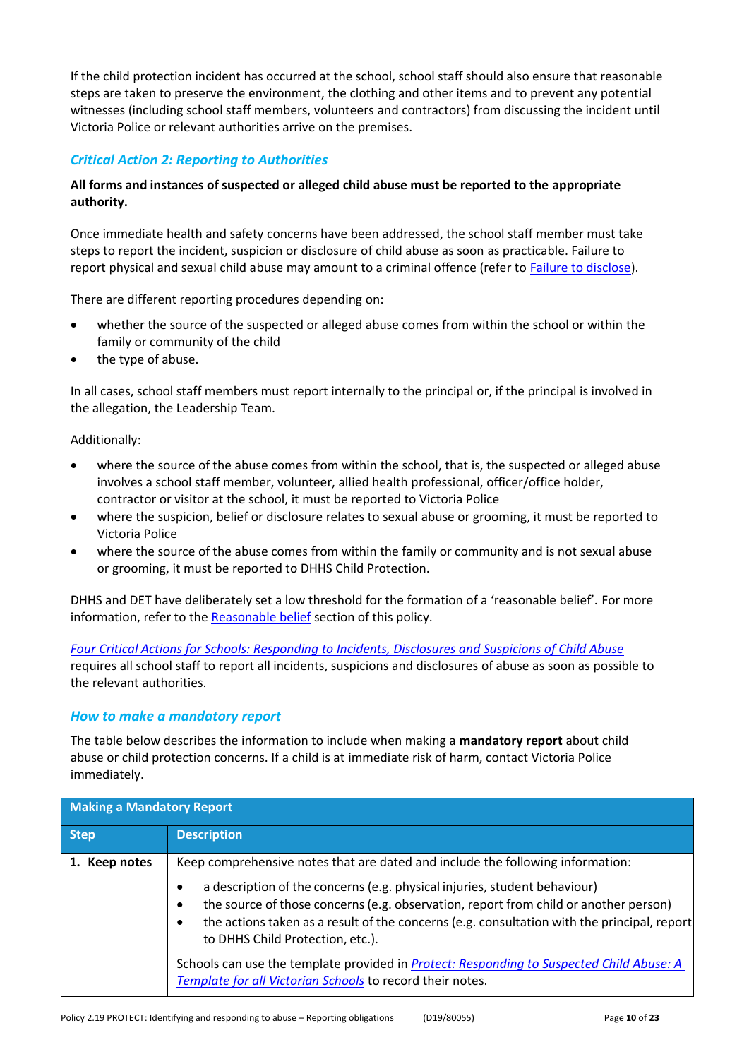If the child protection incident has occurred at the school, school staff should also ensure that reasonable steps are taken to preserve the environment, the clothing and other items and to prevent any potential witnesses (including school staff members, volunteers and contractors) from discussing the incident until Victoria Police or relevant authorities arrive on the premises.

### *Critical Action 2: Reporting to Authorities*

**All forms and instances of suspected or alleged child abuse must be reported to the appropriate authority.**

Once immediate health and safety concerns have been addressed, the school staff member must take steps to report the incident, suspicion or disclosure of child abuse as soon as practicable. Failure to report physical and sexual child abuse may amount to a criminal offence (refer to Failure to disclose).

There are different reporting procedures depending on:

- whether the source of the suspected or alleged abuse comes from within the school or within the family or community of the child
- the type of abuse.

In all cases, school staff members must report internally to the principal or, if the principal is involved in the allegation, the Leadership Team.

Additionally:

- where the source of the abuse comes from within the school, that is, the suspected or alleged abuse involves a school staff member, volunteer, allied health professional, officer/office holder, contractor or visitor at the school, it must be reported to Victoria Police
- where the suspicion, belief or disclosure relates to sexual abuse or grooming, it must be reported to Victoria Police
- where the source of the abuse comes from within the family or community and is not sexual abuse or grooming, it must be reported to DHHS Child Protection.

DHHS and DET have deliberately set a low threshold for the formation of a 'reasonable belief'. For more information, refer to the Reasonable belief section of this policy.

*Four Critical Actions for Schools: Responding to Incidents, Disclosures and Suspicions of Child Abuse* requires all school staff to report all incidents, suspicions and disclosures of abuse as soon as possible to the relevant authorities.

### *How to make a mandatory report*

The table below describes the information to include when making a **mandatory report** about child abuse or child protection concerns. If a child is at immediate risk of harm, contact Victoria Police immediately.

| Making a Mandatory Report | |
|---|---|
| **Step** | **Description** |
| **1. Keep notes** | Keep comprehensive notes that are dated and include the following information:<br>• a description of the concerns (e.g. physical injuries, student behaviour)<br>• the source of those concerns (e.g. observation, report from child or another person)<br>• the actions taken as a result of the concerns (e.g. consultation with the principal, report to DHHS Child Protection, etc.).<br><br>Schools can use the template provided in *Protect: Responding to Suspected Child Abuse: A Template for all Victorian Schools* to record their notes. |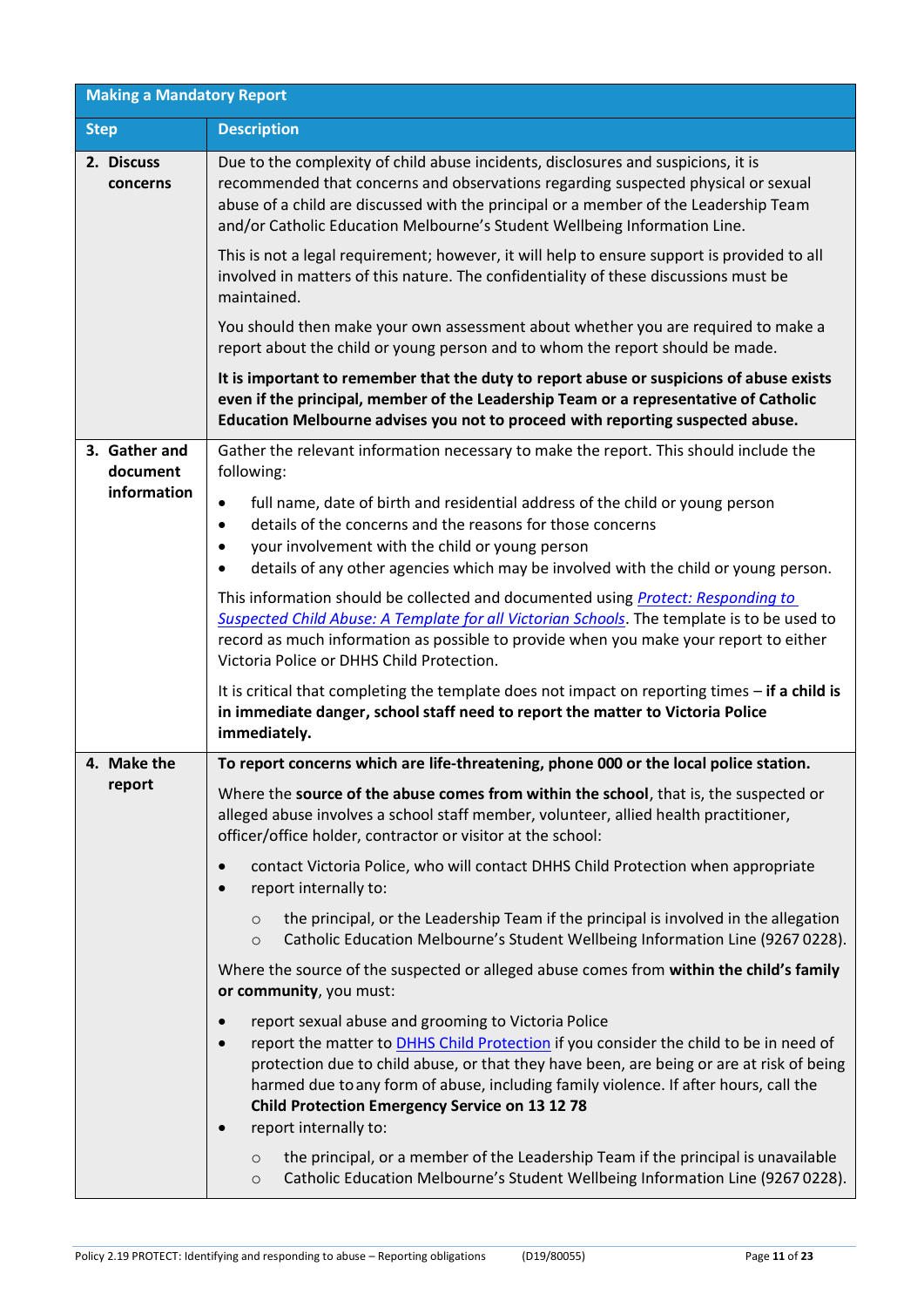| Making a Mandatory Report | |
|---|---|
| **Step** | **Description** |
| **2. Discuss concerns** | Due to the complexity of child abuse incidents, disclosures and suspicions, it is recommended that concerns and observations regarding suspected physical or sexual abuse of a child are discussed with the principal or a member of the Leadership Team and/or Catholic Education Melbourne's Student Wellbeing Information Line.<br><br>This is not a legal requirement; however, it will help to ensure support is provided to all involved in matters of this nature. The confidentiality of these discussions must be maintained.<br><br>You should then make your own assessment about whether you are required to make a report about the child or young person and to whom the report should be made.<br><br>**It is important to remember that the duty to report abuse or suspicions of abuse exists even if the principal, member of the Leadership Team or a representative of Catholic Education Melbourne advises you not to proceed with reporting suspected abuse.** |
| **3. Gather and document information** | Gather the relevant information necessary to make the report. This should include the following:<br><br>• full name, date of birth and residential address of the child or young person<br>• details of the concerns and the reasons for those concerns<br>• your involvement with the child or young person<br>• details of any other agencies which may be involved with the child or young person.<br><br>This information should be collected and documented using *Protect: Responding to Suspected Child Abuse: A Template for all Victorian Schools*. The template is to be used to record as much information as possible to provide when you make your report to either Victoria Police or DHHS Child Protection.<br><br>It is critical that completing the template does not impact on reporting times – **if a child is in immediate danger, school staff need to report the matter to Victoria Police immediately.** |
| **4. Make the report** | **To report concerns which are life-threatening, phone 000 or the local police station.**<br><br>Where the **source of the abuse comes from within the school**, that is, the suspected or alleged abuse involves a school staff member, volunteer, allied health practitioner, officer/office holder, contractor or visitor at the school:<br><br>• contact Victoria Police, who will contact DHHS Child Protection when appropriate<br>• report internally to:<br>&nbsp;&nbsp;&nbsp;&nbsp;○ the principal, or the Leadership Team if the principal is involved in the allegation<br>&nbsp;&nbsp;&nbsp;&nbsp;○ Catholic Education Melbourne's Student Wellbeing Information Line (9267 0228).<br><br>Where the source of the suspected or alleged abuse comes from **within the child's family or community**, you must:<br><br>• report sexual abuse and grooming to Victoria Police<br>• report the matter to DHHS Child Protection if you consider the child to be in need of protection due to child abuse, or that they have been, are being or are at risk of being harmed due to any form of abuse, including family violence. If after hours, call the **Child Protection Emergency Service on 13 12 78**<br>• report internally to:<br>&nbsp;&nbsp;&nbsp;&nbsp;○ the principal, or a member of the Leadership Team if the principal is unavailable<br>&nbsp;&nbsp;&nbsp;&nbsp;○ Catholic Education Melbourne's Student Wellbeing Information Line (9267 0228). |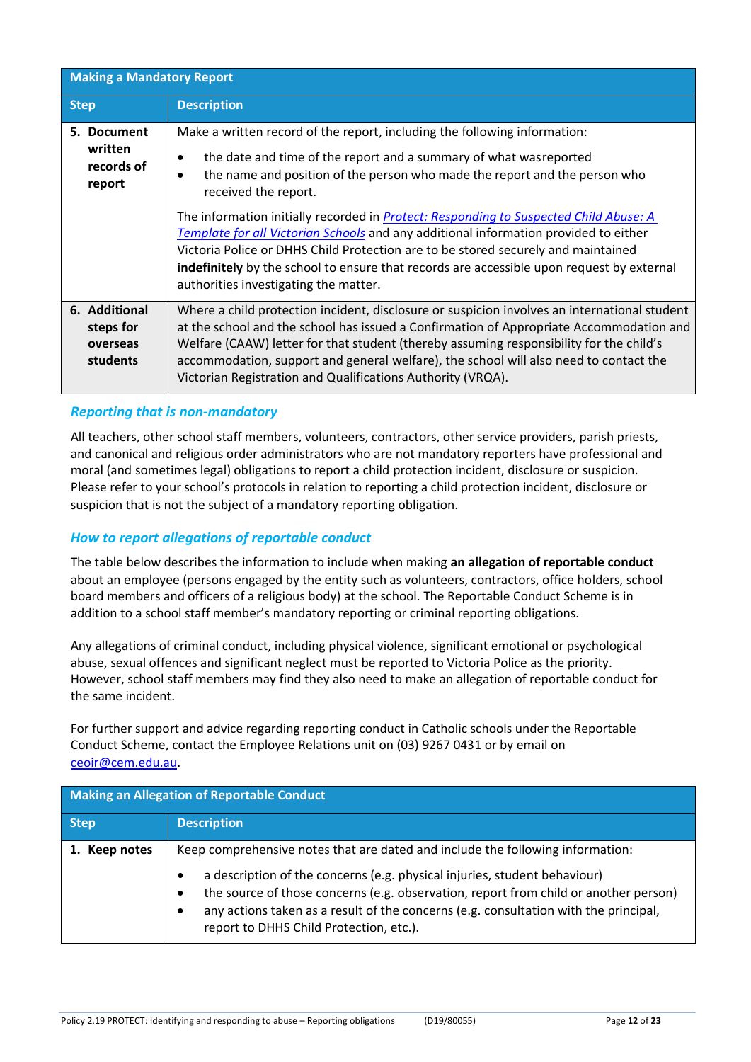| Making a Mandatory Report | |
| --- | --- |
| **Step** | **Description** |
| **5. Document written records of report** | Make a written record of the report, including the following information:<br>• the date and time of the report and a summary of what wasreported<br>• the name and position of the person who made the report and the person who received the report.<br><br>The information initially recorded in *Protect: Responding to Suspected Child Abuse: A Template for all Victorian Schools* and any additional information provided to either Victoria Police or DHHS Child Protection are to be stored securely and maintained **indefinitely** by the school to ensure that records are accessible upon request by external authorities investigating the matter. |
| **6. Additional steps for overseas students** | Where a child protection incident, disclosure or suspicion involves an international student at the school and the school has issued a Confirmation of Appropriate Accommodation and Welfare (CAAW) letter for that student (thereby assuming responsibility for the child's accommodation, support and general welfare), the school will also need to contact the Victorian Registration and Qualifications Authority (VRQA). |

### *Reporting that is non-mandatory*

All teachers, other school staff members, volunteers, contractors, other service providers, parish priests, and canonical and religious order administrators who are not mandatory reporters have professional and moral (and sometimes legal) obligations to report a child protection incident, disclosure or suspicion. Please refer to your school's protocols in relation to reporting a child protection incident, disclosure or suspicion that is not the subject of a mandatory reporting obligation.

### *How to report allegations of reportable conduct*

The table below describes the information to include when making **an allegation of reportable conduct** about an employee (persons engaged by the entity such as volunteers, contractors, office holders, school board members and officers of a religious body) at the school. The Reportable Conduct Scheme is in addition to a school staff member's mandatory reporting or criminal reporting obligations.

Any allegations of criminal conduct, including physical violence, significant emotional or psychological abuse, sexual offences and significant neglect must be reported to Victoria Police as the priority. However, school staff members may find they also need to make an allegation of reportable conduct for the same incident.

For further support and advice regarding reporting conduct in Catholic schools under the Reportable Conduct Scheme, contact the Employee Relations unit on (03) 9267 0431 or by email on ceoir@cem.edu.au.

| Making an Allegation of Reportable Conduct | |
| --- | --- |
| **Step** | **Description** |
| **1. Keep notes** | Keep comprehensive notes that are dated and include the following information:<br>• a description of the concerns (e.g. physical injuries, student behaviour)<br>• the source of those concerns (e.g. observation, report from child or another person)<br>• any actions taken as a result of the concerns (e.g. consultation with the principal, report to DHHS Child Protection, etc.). |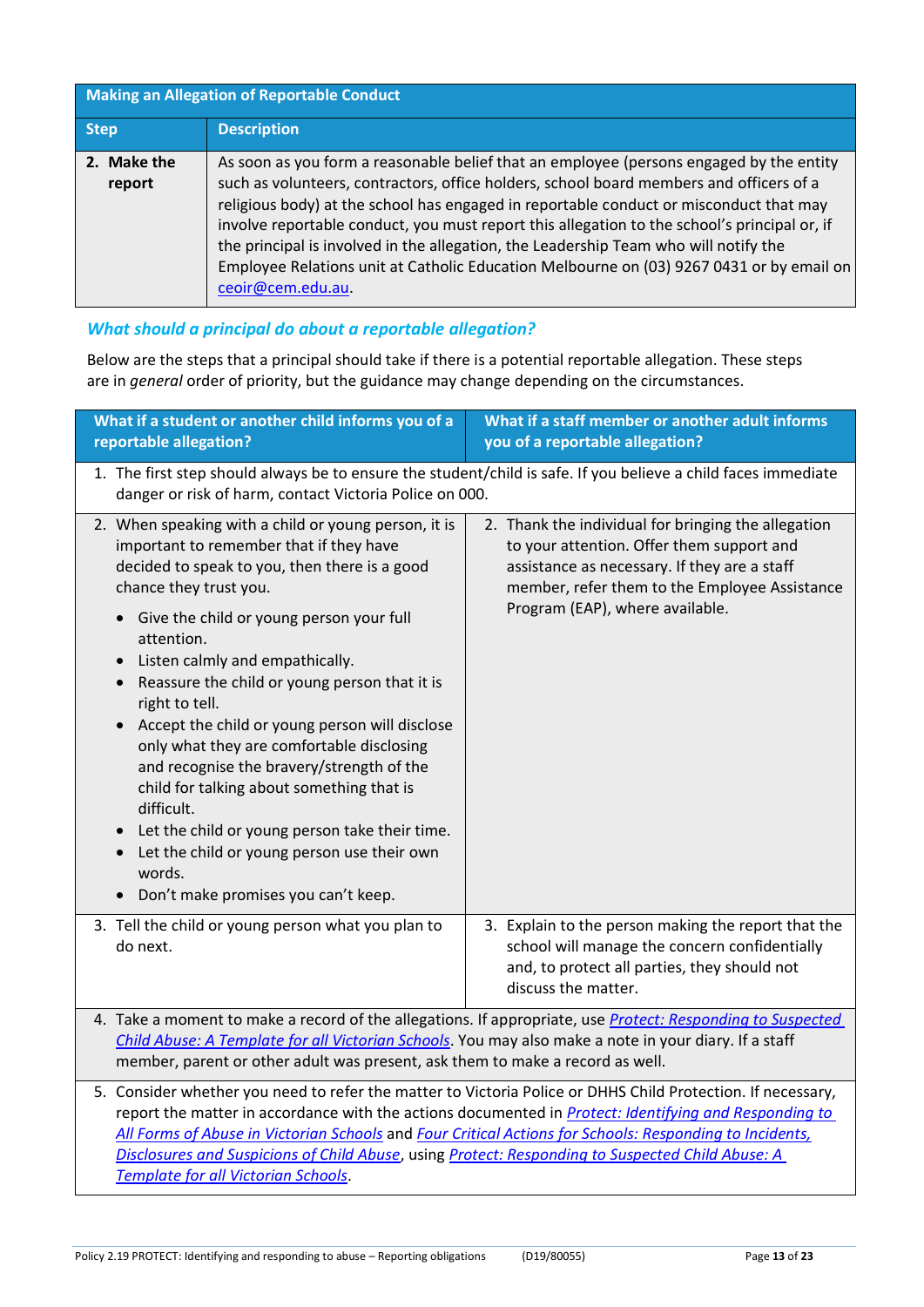| Making an Allegation of Reportable Conduct | |
|---|---|
| **Step** | **Description** |
| **2. Make the report** | As soon as you form a reasonable belief that an employee (persons engaged by the entity such as volunteers, contractors, office holders, school board members and officers of a religious body) at the school has engaged in reportable conduct or misconduct that may involve reportable conduct, you must report this allegation to the school's principal or, if the principal is involved in the allegation, the Leadership Team who will notify the Employee Relations unit at Catholic Education Melbourne on (03) 9267 0431 or by email on ceoir@cem.edu.au. |

### *What should a principal do about a reportable allegation?*

Below are the steps that a principal should take if there is a potential reportable allegation. These steps are in *general* order of priority, but the guidance may change depending on the circumstances.

| What if a student or another child informs you of a reportable allegation? | What if a staff member or another adult informs you of a reportable allegation? |
|---|---|
| 1. The first step should always be to ensure the student/child is safe. If you believe a child faces immediate danger or risk of harm, contact Victoria Police on 000. | |
| 2. When speaking with a child or young person, it is important to remember that if they have decided to speak to you, then there is a good chance they trust you.<br>• Give the child or young person your full attention.<br>• Listen calmly and empathically.<br>• Reassure the child or young person that it is right to tell.<br>• Accept the child or young person will disclose only what they are comfortable disclosing and recognise the bravery/strength of the child for talking about something that is difficult.<br>• Let the child or young person take their time.<br>• Let the child or young person use their own words.<br>• Don't make promises you can't keep. | 2. Thank the individual for bringing the allegation to your attention. Offer them support and assistance as necessary. If they are a staff member, refer them to the Employee Assistance Program (EAP), where available. |
| 3. Tell the child or young person what you plan to do next. | 3. Explain to the person making the report that the school will manage the concern confidentially and, to protect all parties, they should not discuss the matter. |
| 4. Take a moment to make a record of the allegations. If appropriate, use *Protect: Responding to Suspected Child Abuse: A Template for all Victorian Schools*. You may also make a note in your diary. If a staff member, parent or other adult was present, ask them to make a record as well. | |
| 5. Consider whether you need to refer the matter to Victoria Police or DHHS Child Protection. If necessary, report the matter in accordance with the actions documented in *Protect: Identifying and Responding to All Forms of Abuse in Victorian Schools* and *Four Critical Actions for Schools: Responding to Incidents, Disclosures and Suspicions of Child Abuse*, using *Protect: Responding to Suspected Child Abuse: A Template for all Victorian Schools*. | |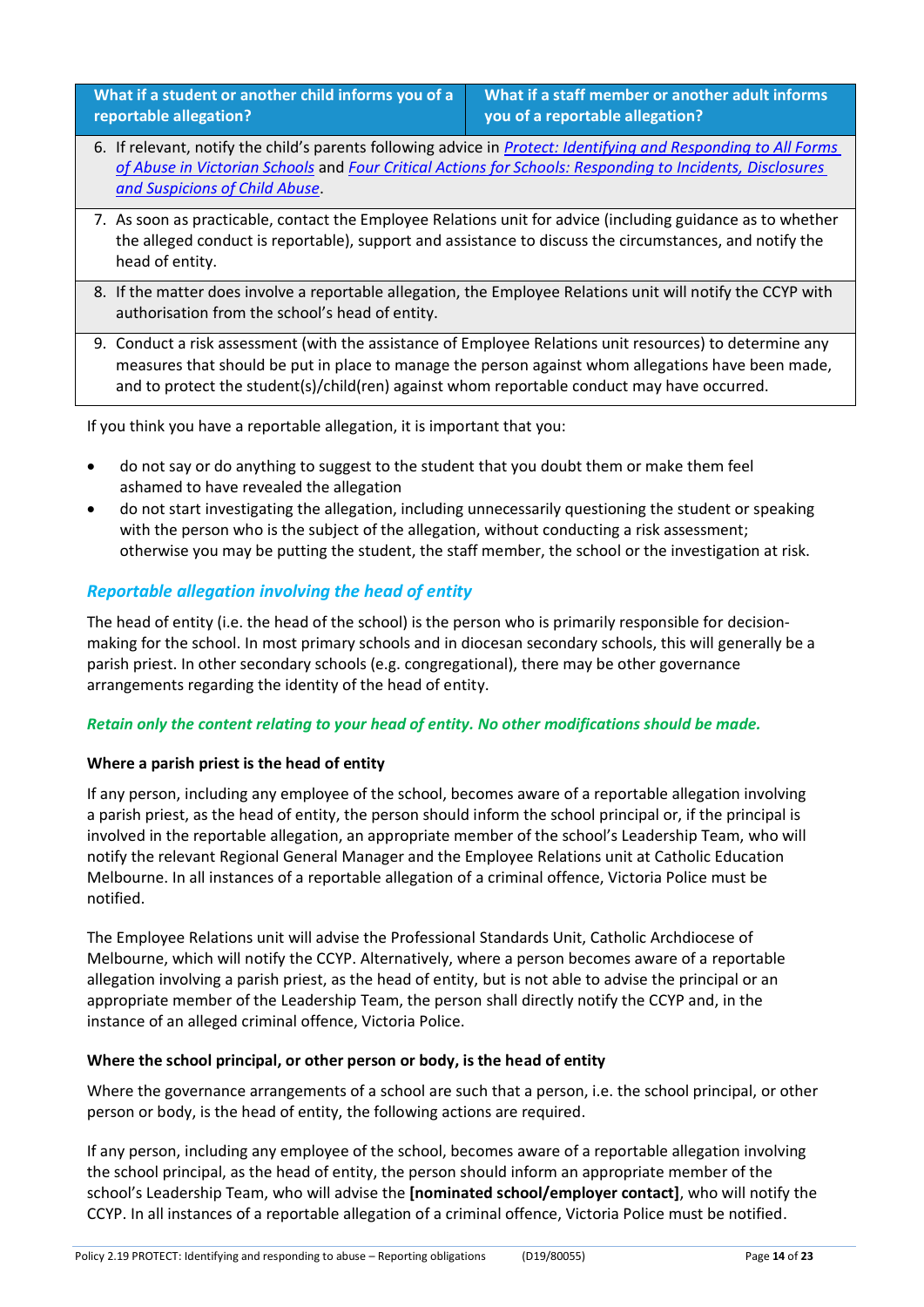| What if a student or another child informs you of a reportable allegation? | What if a staff member or another adult informs you of a reportable allegation? |
|---|---|
| 6. If relevant, notify the child's parents following advice in *Protect: Identifying and Responding to All Forms of Abuse in Victorian Schools* and *Four Critical Actions for Schools: Responding to Incidents, Disclosures and Suspicions of Child Abuse*. | |
| 7. As soon as practicable, contact the Employee Relations unit for advice (including guidance as to whether the alleged conduct is reportable), support and assistance to discuss the circumstances, and notify the head of entity. | |
| 8. If the matter does involve a reportable allegation, the Employee Relations unit will notify the CCYP with authorisation from the school's head of entity. | |
| 9. Conduct a risk assessment (with the assistance of Employee Relations unit resources) to determine any measures that should be put in place to manage the person against whom allegations have been made, and to protect the student(s)/child(ren) against whom reportable conduct may have occurred. | |

If you think you have a reportable allegation, it is important that you:

- do not say or do anything to suggest to the student that you doubt them or make them feel ashamed to have revealed the allegation
- do not start investigating the allegation, including unnecessarily questioning the student or speaking with the person who is the subject of the allegation, without conducting a risk assessment; otherwise you may be putting the student, the staff member, the school or the investigation at risk.

### *Reportable allegation involving the head of entity*

The head of entity (i.e. the head of the school) is the person who is primarily responsible for decision-making for the school. In most primary schools and in diocesan secondary schools, this will generally be a parish priest. In other secondary schools (e.g. congregational), there may be other governance arrangements regarding the identity of the head of entity.

***Retain only the content relating to your head of entity. No other modifications should be made.***

**Where a parish priest is the head of entity**

If any person, including any employee of the school, becomes aware of a reportable allegation involving a parish priest, as the head of entity, the person should inform the school principal or, if the principal is involved in the reportable allegation, an appropriate member of the school's Leadership Team, who will notify the relevant Regional General Manager and the Employee Relations unit at Catholic Education Melbourne. In all instances of a reportable allegation of a criminal offence, Victoria Police must be notified.

The Employee Relations unit will advise the Professional Standards Unit, Catholic Archdiocese of Melbourne, which will notify the CCYP. Alternatively, where a person becomes aware of a reportable allegation involving a parish priest, as the head of entity, but is not able to advise the principal or an appropriate member of the Leadership Team, the person shall directly notify the CCYP and, in the instance of an alleged criminal offence, Victoria Police.

**Where the school principal, or other person or body, is the head of entity**

Where the governance arrangements of a school are such that a person, i.e. the school principal, or other person or body, is the head of entity, the following actions are required.

If any person, including any employee of the school, becomes aware of a reportable allegation involving the school principal, as the head of entity, the person should inform an appropriate member of the school's Leadership Team, who will advise the **[nominated school/employer contact]**, who will notify the CCYP. In all instances of a reportable allegation of a criminal offence, Victoria Police must be notified.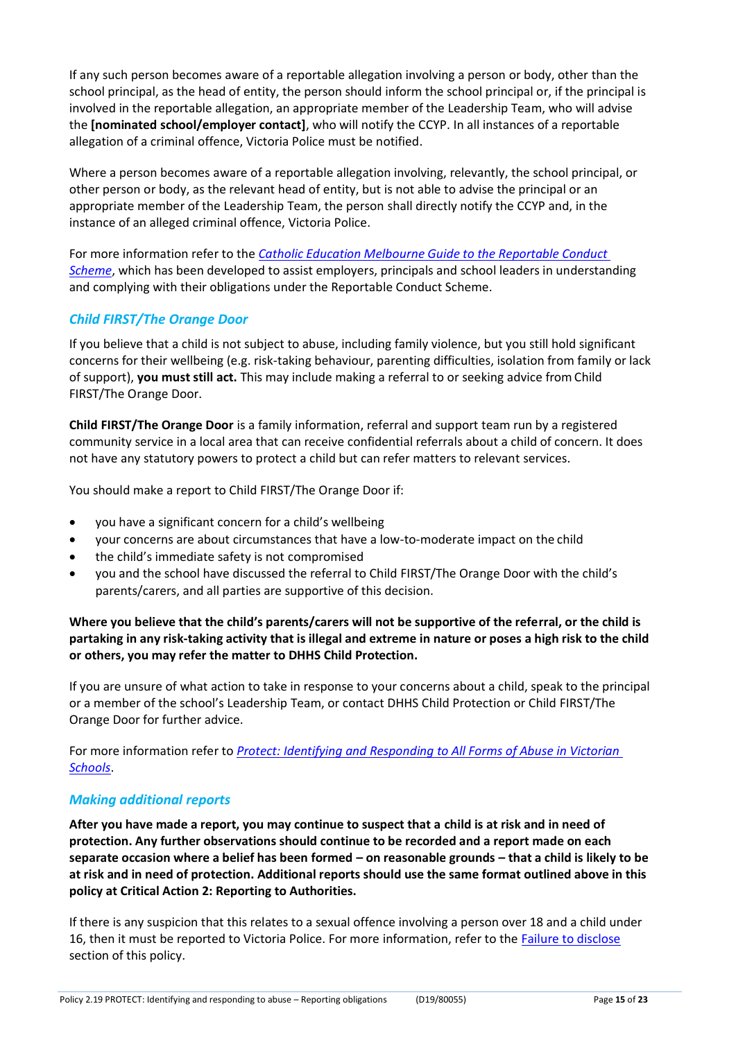If any such person becomes aware of a reportable allegation involving a person or body, other than the school principal, as the head of entity, the person should inform the school principal or, if the principal is involved in the reportable allegation, an appropriate member of the Leadership Team, who will advise the **[nominated school/employer contact]**, who will notify the CCYP. In all instances of a reportable allegation of a criminal offence, Victoria Police must be notified.

Where a person becomes aware of a reportable allegation involving, relevantly, the school principal, or other person or body, as the relevant head of entity, but is not able to advise the principal or an appropriate member of the Leadership Team, the person shall directly notify the CCYP and, in the instance of an alleged criminal offence, Victoria Police.

For more information refer to the *Catholic Education Melbourne Guide to the Reportable Conduct Scheme*, which has been developed to assist employers, principals and school leaders in understanding and complying with their obligations under the Reportable Conduct Scheme.

### *Child FIRST/The Orange Door*

If you believe that a child is not subject to abuse, including family violence, but you still hold significant concerns for their wellbeing (e.g. risk-taking behaviour, parenting difficulties, isolation from family or lack of support), **you must still act.** This may include making a referral to or seeking advice from Child FIRST/The Orange Door.

**Child FIRST/The Orange Door** is a family information, referral and support team run by a registered community service in a local area that can receive confidential referrals about a child of concern. It does not have any statutory powers to protect a child but can refer matters to relevant services.

You should make a report to Child FIRST/The Orange Door if:

- you have a significant concern for a child's wellbeing
- your concerns are about circumstances that have a low-to-moderate impact on the child
- the child's immediate safety is not compromised
- you and the school have discussed the referral to Child FIRST/The Orange Door with the child's parents/carers, and all parties are supportive of this decision.

**Where you believe that the child's parents/carers will not be supportive of the referral, or the child is partaking in any risk-taking activity that is illegal and extreme in nature or poses a high risk to the child or others, you may refer the matter to DHHS Child Protection.**

If you are unsure of what action to take in response to your concerns about a child, speak to the principal or a member of the school's Leadership Team, or contact DHHS Child Protection or Child FIRST/The Orange Door for further advice.

For more information refer to *Protect: Identifying and Responding to All Forms of Abuse in Victorian Schools*.

### *Making additional reports*

**After you have made a report, you may continue to suspect that a child is at risk and in need of protection. Any further observations should continue to be recorded and a report made on each separate occasion where a belief has been formed – on reasonable grounds – that a child is likely to be at risk and in need of protection. Additional reports should use the same format outlined above in this policy at Critical Action 2: Reporting to Authorities.**

If there is any suspicion that this relates to a sexual offence involving a person over 18 and a child under 16, then it must be reported to Victoria Police. For more information, refer to the Failure to disclose section of this policy.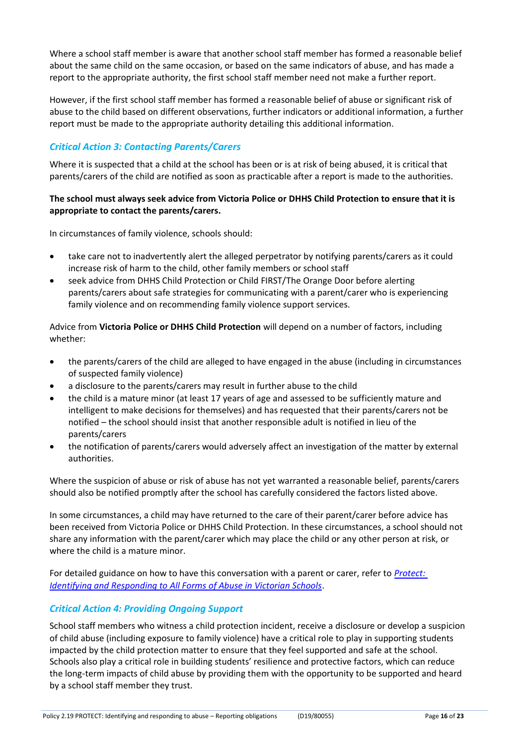Where a school staff member is aware that another school staff member has formed a reasonable belief about the same child on the same occasion, or based on the same indicators of abuse, and has made a report to the appropriate authority, the first school staff member need not make a further report.

However, if the first school staff member has formed a reasonable belief of abuse or significant risk of abuse to the child based on different observations, further indicators or additional information, a further report must be made to the appropriate authority detailing this additional information.

### *Critical Action 3: Contacting Parents/Carers*

Where it is suspected that a child at the school has been or is at risk of being abused, it is critical that parents/carers of the child are notified as soon as practicable after a report is made to the authorities.

**The school must always seek advice from Victoria Police or DHHS Child Protection to ensure that it is appropriate to contact the parents/carers.**

In circumstances of family violence, schools should:

- take care not to inadvertently alert the alleged perpetrator by notifying parents/carers as it could increase risk of harm to the child, other family members or school staff
- seek advice from DHHS Child Protection or Child FIRST/The Orange Door before alerting parents/carers about safe strategies for communicating with a parent/carer who is experiencing family violence and on recommending family violence support services.

Advice from **Victoria Police or DHHS Child Protection** will depend on a number of factors, including whether:

- the parents/carers of the child are alleged to have engaged in the abuse (including in circumstances of suspected family violence)
- a disclosure to the parents/carers may result in further abuse to the child
- the child is a mature minor (at least 17 years of age and assessed to be sufficiently mature and intelligent to make decisions for themselves) and has requested that their parents/carers not be notified – the school should insist that another responsible adult is notified in lieu of the parents/carers
- the notification of parents/carers would adversely affect an investigation of the matter by external authorities.

Where the suspicion of abuse or risk of abuse has not yet warranted a reasonable belief, parents/carers should also be notified promptly after the school has carefully considered the factors listed above.

In some circumstances, a child may have returned to the care of their parent/carer before advice has been received from Victoria Police or DHHS Child Protection. In these circumstances, a school should not share any information with the parent/carer which may place the child or any other person at risk, or where the child is a mature minor.

For detailed guidance on how to have this conversation with a parent or carer, refer to *Protect: Identifying and Responding to All Forms of Abuse in Victorian Schools*.

### *Critical Action 4: Providing Ongoing Support*

School staff members who witness a child protection incident, receive a disclosure or develop a suspicion of child abuse (including exposure to family violence) have a critical role to play in supporting students impacted by the child protection matter to ensure that they feel supported and safe at the school. Schools also play a critical role in building students' resilience and protective factors, which can reduce the long-term impacts of child abuse by providing them with the opportunity to be supported and heard by a school staff member they trust.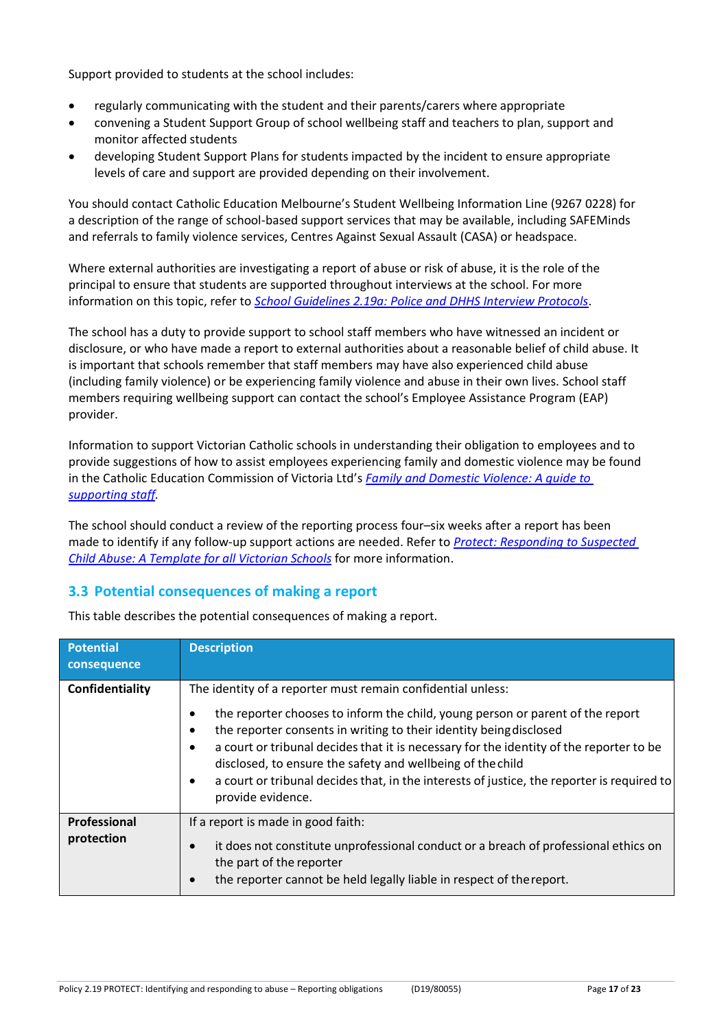Support provided to students at the school includes:

- regularly communicating with the student and their parents/carers where appropriate
- convening a Student Support Group of school wellbeing staff and teachers to plan, support and monitor affected students
- developing Student Support Plans for students impacted by the incident to ensure appropriate levels of care and support are provided depending on their involvement.

You should contact Catholic Education Melbourne's Student Wellbeing Information Line (9267 0228) for a description of the range of school-based support services that may be available, including SAFEMinds and referrals to family violence services, Centres Against Sexual Assault (CASA) or headspace.

Where external authorities are investigating a report of abuse or risk of abuse, it is the role of the principal to ensure that students are supported throughout interviews at the school. For more information on this topic, refer to *School Guidelines 2.19a: Police and DHHS Interview Protocols*.

The school has a duty to provide support to school staff members who have witnessed an incident or disclosure, or who have made a report to external authorities about a reasonable belief of child abuse. It is important that schools remember that staff members may have also experienced child abuse (including family violence) or be experiencing family violence and abuse in their own lives. School staff members requiring wellbeing support can contact the school's Employee Assistance Program (EAP) provider.

Information to support Victorian Catholic schools in understanding their obligation to employees and to provide suggestions of how to assist employees experiencing family and domestic violence may be found in the Catholic Education Commission of Victoria Ltd's *Family and Domestic Violence: A guide to supporting staff*.

The school should conduct a review of the reporting process four–six weeks after a report has been made to identify if any follow-up support actions are needed. Refer to *Protect: Responding to Suspected Child Abuse: A Template for all Victorian Schools* for more information.

## 3.3 Potential consequences of making a report

This table describes the potential consequences of making a report.

| Potential consequence | Description |
|---|---|
| **Confidentiality** | The identity of a reporter must remain confidential unless:<br>• the reporter chooses to inform the child, young person or parent of the report<br>• the reporter consents in writing to their identity being disclosed<br>• a court or tribunal decides that it is necessary for the identity of the reporter to be disclosed, to ensure the safety and wellbeing of the child<br>• a court or tribunal decides that, in the interests of justice, the reporter is required to provide evidence. |
| **Professional protection** | If a report is made in good faith:<br>• it does not constitute unprofessional conduct or a breach of professional ethics on the part of the reporter<br>• the reporter cannot be held legally liable in respect of the report. |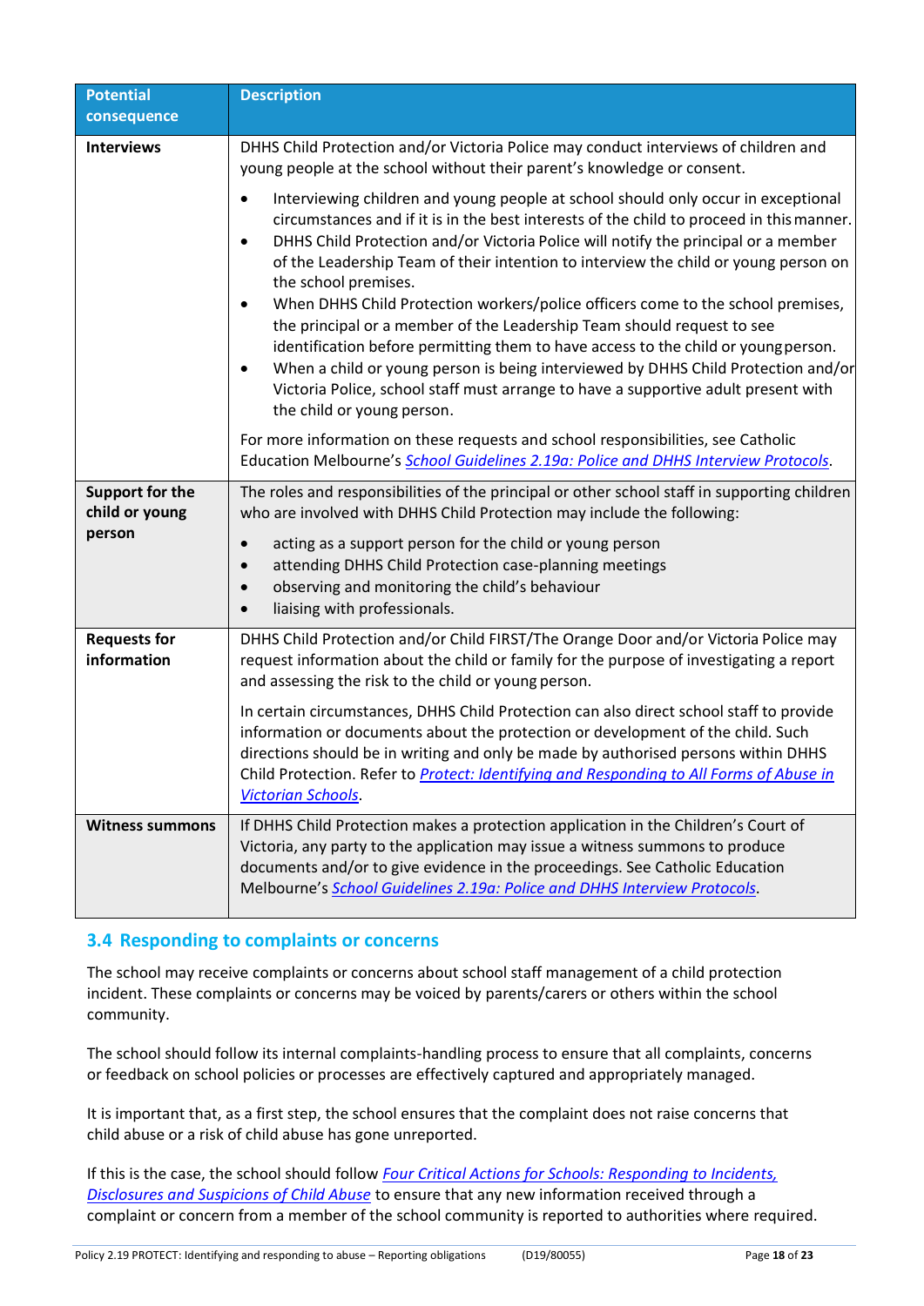| Potential consequence | Description |
|---|---|
| **Interviews** | DHHS Child Protection and/or Victoria Police may conduct interviews of children and young people at the school without their parent's knowledge or consent.<br><br>• Interviewing children and young people at school should only occur in exceptional circumstances and if it is in the best interests of the child to proceed in this manner.<br>• DHHS Child Protection and/or Victoria Police will notify the principal or a member of the Leadership Team of their intention to interview the child or young person on the school premises.<br>• When DHHS Child Protection workers/police officers come to the school premises, the principal or a member of the Leadership Team should request to see identification before permitting them to have access to the child or young person.<br>• When a child or young person is being interviewed by DHHS Child Protection and/or Victoria Police, school staff must arrange to have a supportive adult present with the child or young person.<br><br>For more information on these requests and school responsibilities, see Catholic Education Melbourne's *School Guidelines 2.19a: Police and DHHS Interview Protocols*. |
| **Support for the child or young person** | The roles and responsibilities of the principal or other school staff in supporting children who are involved with DHHS Child Protection may include the following:<br><br>• acting as a support person for the child or young person<br>• attending DHHS Child Protection case-planning meetings<br>• observing and monitoring the child's behaviour<br>• liaising with professionals. |
| **Requests for information** | DHHS Child Protection and/or Child FIRST/The Orange Door and/or Victoria Police may request information about the child or family for the purpose of investigating a report and assessing the risk to the child or young person.<br><br>In certain circumstances, DHHS Child Protection can also direct school staff to provide information or documents about the protection or development of the child. Such directions should be in writing and only be made by authorised persons within DHHS Child Protection. Refer to *Protect: Identifying and Responding to All Forms of Abuse in Victorian Schools*. |
| **Witness summons** | If DHHS Child Protection makes a protection application in the Children's Court of Victoria, any party to the application may issue a witness summons to produce documents and/or to give evidence in the proceedings. See Catholic Education Melbourne's *School Guidelines 2.19a: Police and DHHS Interview Protocols*. |

## 3.4 Responding to complaints or concerns

The school may receive complaints or concerns about school staff management of a child protection incident. These complaints or concerns may be voiced by parents/carers or others within the school community.

The school should follow its internal complaints-handling process to ensure that all complaints, concerns or feedback on school policies or processes are effectively captured and appropriately managed.

It is important that, as a first step, the school ensures that the complaint does not raise concerns that child abuse or a risk of child abuse has gone unreported.

If this is the case, the school should follow *Four Critical Actions for Schools: Responding to Incidents, Disclosures and Suspicions of Child Abuse* to ensure that any new information received through a complaint or concern from a member of the school community is reported to authorities where required.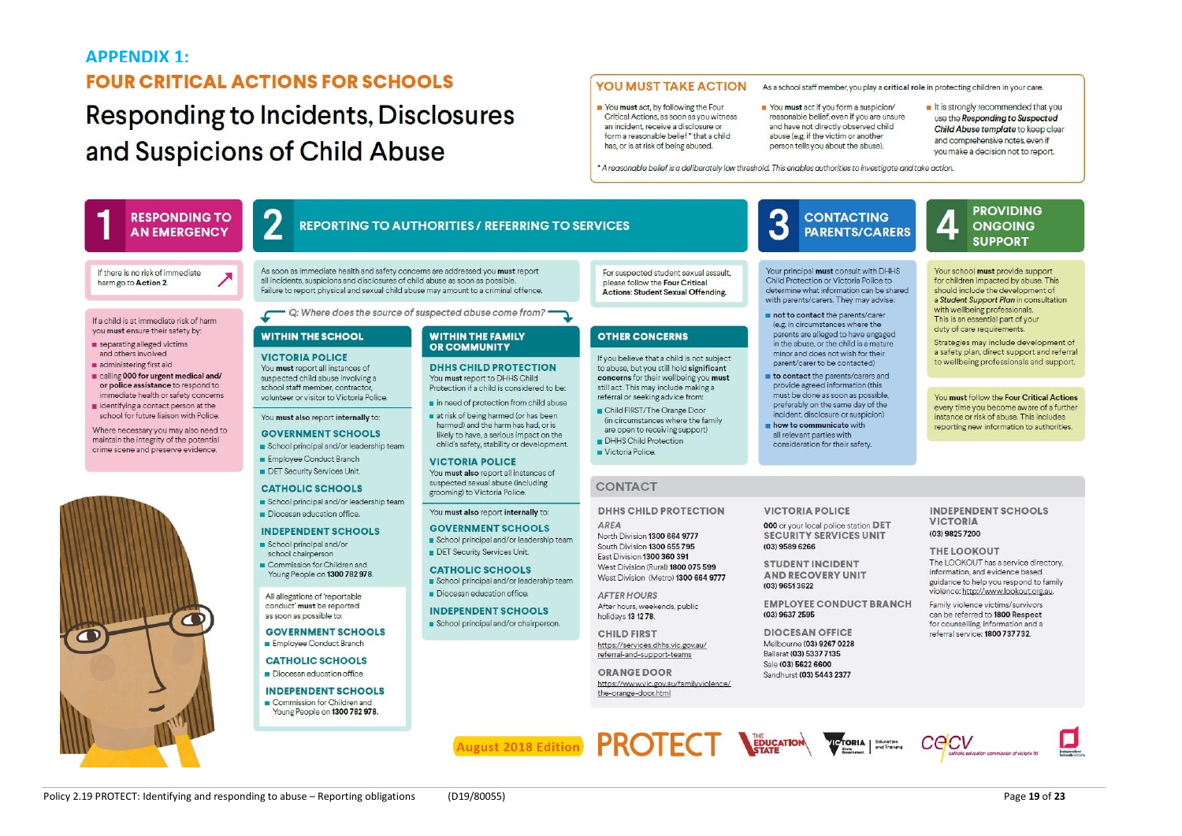## APPENDIX 1:

## FOUR CRITICAL ACTIONS FOR SCHOOLS

# Responding to Incidents, Disclosures and Suspicions of Child Abuse

### YOU MUST TAKE ACTION

As a school staff member, you play a **critical** role in protecting children in your care.

- You **must** act, by following the Four Critical Actions, as soon as you witness an incident, receive a disclosure or form a reasonable belief* that a child has, or is at risk of being abused.
- You **must** act if you form a suspicion/reasonable belief, even if you are unsure and have not directly observed child abuse (e.g. if the victim or another person tells you about the abuse).
- It is strongly recommended that you use the ***Responding to Suspected Child Abuse template*** to keep clear and comprehensive notes, even if you make a decision not to report.

*\* A reasonable belief is a deliberately low threshold. This enables authorities to investigate and take action.*

## 1 RESPONDING TO AN EMERGENCY

If there is no risk of immediate harm go to **Action 2**.

If a child is at immediate risk of harm you **must** ensure their safety by:

- separating alleged victims and others involved
- administering first aid
- **calling 000 for urgent medical and/or police assistance** to respond to immediate health or safety concerns
- identifying a contact person at the school for future liaison with Police.

Where necessary you may also need to maintain the integrity of the potential crime scene and preserve evidence.

## 2 REPORTING TO AUTHORITIES / REFERRING TO SERVICES

As soon as immediate health and safety concerns are addressed you **must** report all incidents, suspicions and disclosures of child abuse as soon as possible. Failure to report physical and sexual child abuse may amount to a criminal offence.

For suspected student sexual assault, please follow the **Four Critical Actions: Student Sexual Offending.**

*Q: Where does the source of suspected abuse come from?*

### WITHIN THE SCHOOL

**VICTORIA POLICE**

You **must** report all instances of suspected child abuse involving a school staff member, contractor, volunteer or visitor to Victoria Police.

You **must also** report **internally** to:

**GOVERNMENT SCHOOLS**
- School principal and/or leadership team
- Employee Conduct Branch
- DET Security Services Unit.

**CATHOLIC SCHOOLS**
- School principal and/or leadership team
- Diocesan education office.

**INDEPENDENT SCHOOLS**
- School principal and/or school chairperson
- Commission for Children and Young People on **1300 782 978**.

All allegations of 'reportable conduct' **must** be reported as soon as possible to:

**GOVERNMENT SCHOOLS**
- Employee Conduct Branch

**CATHOLIC SCHOOLS**
- Diocesan education office

**INDEPENDENT SCHOOLS**
- Commission for Children and Young People on **1300 782 978.**

### WITHIN THE FAMILY OR COMMUNITY

**DHHS CHILD PROTECTION**

You **must** report to DHHS Child Protection if a child is considered to be:

- in need of protection from child abuse
- at risk of being harmed (or has been harmed) and the harm has had, or is likely to have, a serious impact on the child's safety, stability or development.

**VICTORIA POLICE**

You **must also** report all instances of suspected sexual abuse (including grooming) to Victoria Police.

You **must also** report **internally** to:

**GOVERNMENT SCHOOLS**
- School principal and/or leadership team
- DET Security Services Unit.

**CATHOLIC SCHOOLS**
- School principal and/or leadership team
- Diocesan education office.

**INDEPENDENT SCHOOLS**
- School principal and/or chairperson.

### OTHER CONCERNS

If you believe that a child is not subject to abuse, but you still hold **significant concerns** for their wellbeing you **must** still act. This may include making a referral or seeking advice from:

- Child FIRST/The Orange Door (in circumstances where the family are open to receiving support)
- DHHS Child Protection
- Victoria Police.

## 3 CONTACTING PARENTS/CARERS

Your principal **must** consult with DHHS Child Protection or Victoria Police to determine what information can be shared with parents/carers. They may advise:

- **not to contact** the parents/carer (e.g. in circumstances where the parents are alleged to have engaged in the abuse, or the child is a mature minor and does not wish for their parent/carer to be contacted)
- **to contact** the parents/carers and provide agreed information (this must be done as soon as possible, preferably on the same day of the incident, disclosure or suspicion)
- **how to communicate** with all relevant parties with consideration for their safety.

## 4 PROVIDING ONGOING SUPPORT

Your school **must** provide support for children impacted by abuse. This should include the development of a ***Student Support Plan*** in consultation with wellbeing professionals. This is an essential part of your duty of care requirements.

Strategies may include development of a safety plan, direct support and referral to wellbeing professionals and support.

You **must** follow the **Four Critical Actions** every time you become aware of a further instance or risk of abuse. This includes reporting new information to authorities.

## CONTACT

**DHHS CHILD PROTECTION**

*AREA*
- North Division **1300 664 9777**
- South Division **1300 655 795**
- East Division **1300 360 391**
- West Division (Rural) **1800 075 599**
- West Division (Metro) **1300 664 9777**

*AFTER HOURS*
After hours, weekends, public holidays **13 12 78**.

**CHILD FIRST**
https://services.dhhs.vic.gov.au/referral-and-support-teams

**ORANGE DOOR**
https://www.vic.gov.au/familyviolence/the-orange-door.html

**VICTORIA POLICE**
**000** or your local police station **DET SECURITY SERVICES UNIT**
**(03) 9589 6266**

**STUDENT INCIDENT AND RECOVERY UNIT**
**(03) 9651 3622**

**EMPLOYEE CONDUCT BRANCH**
**(03) 9637 2595**

**DIOCESAN OFFICE**
- Melbourne **(03) 9267 0228**
- Ballarat **(03) 5337 7135**
- Sale **(03) 5622 6600**
- Sandhurst **(03) 5443 2377**

**INDEPENDENT SCHOOLS VICTORIA**
**(03) 9825 7200**

**THE LOOKOUT**
The LOOKOUT has a service directory, information, and evidence based guidance to help you respond to family violence: http://www.lookout.org.au.

Family violence victims/survivors can be referred to **1800 Respect** for counselling, information and a referral service: **1800 737 732**.

August 2018 Edition

PROTECT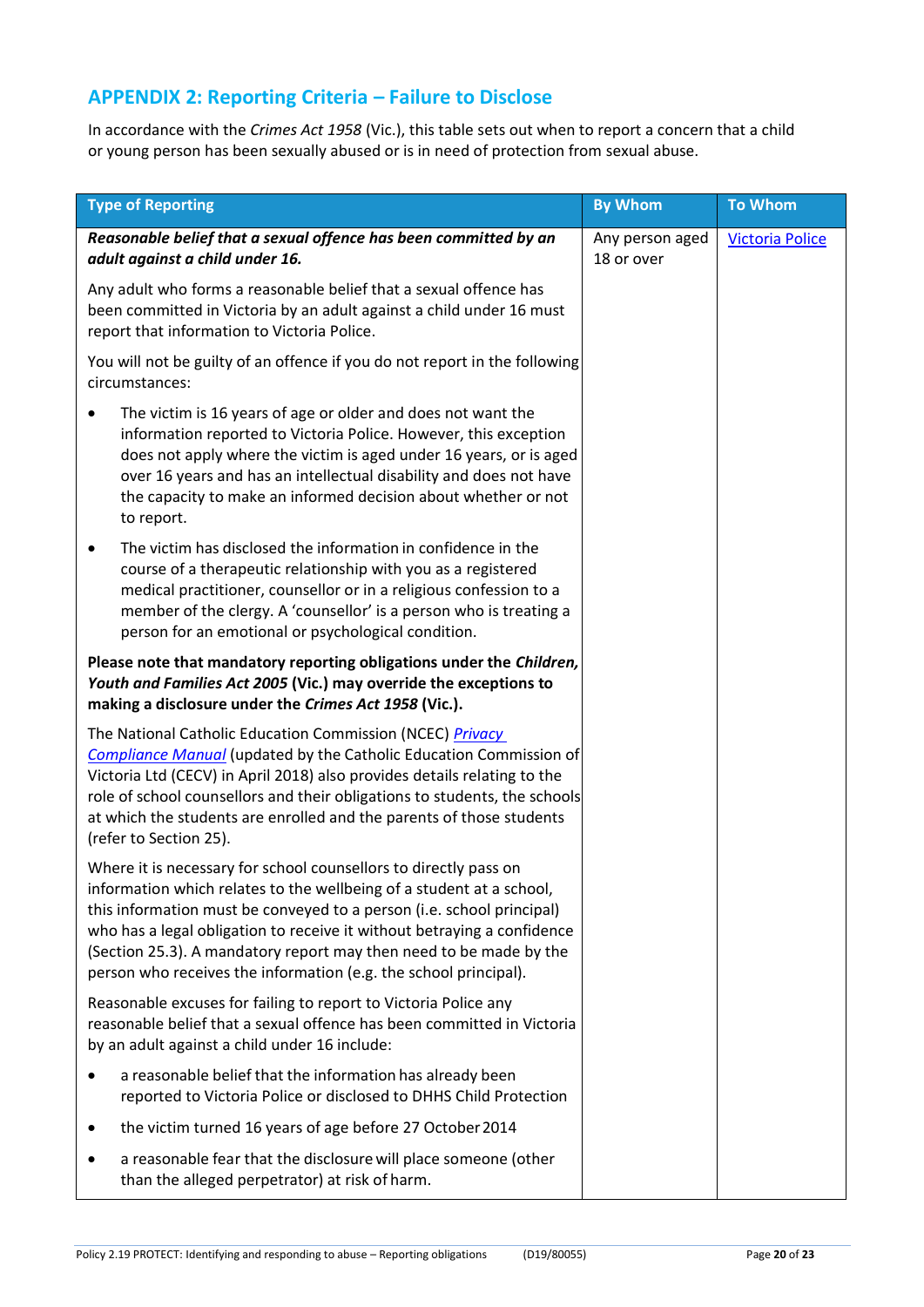## APPENDIX 2: Reporting Criteria – Failure to Disclose

In accordance with the *Crimes Act 1958* (Vic.), this table sets out when to report a concern that a child or young person has been sexually abused or is in need of protection from sexual abuse.

| Type of Reporting | By Whom | To Whom |
|---|---|---|
| ***Reasonable belief that a sexual offence has been committed by an adult against a child under 16.***<br><br>Any adult who forms a reasonable belief that a sexual offence has been committed in Victoria by an adult against a child under 16 must report that information to Victoria Police.<br><br>You will not be guilty of an offence if you do not report in the following circumstances:<br><br>• The victim is 16 years of age or older and does not want the information reported to Victoria Police. However, this exception does not apply where the victim is aged under 16 years, or is aged over 16 years and has an intellectual disability and does not have the capacity to make an informed decision about whether or not to report.<br><br>• The victim has disclosed the information in confidence in the course of a therapeutic relationship with you as a registered medical practitioner, counsellor or in a religious confession to a member of the clergy. A 'counsellor' is a person who is treating a person for an emotional or psychological condition.<br><br>**Please note that mandatory reporting obligations under the *Children, Youth and Families Act 2005* (Vic.) may override the exceptions to making a disclosure under the *Crimes Act 1958* (Vic.).**<br><br>The National Catholic Education Commission (NCEC) *Privacy Compliance Manual* (updated by the Catholic Education Commission of Victoria Ltd (CECV) in April 2018) also provides details relating to the role of school counsellors and their obligations to students, the schools at which the students are enrolled and the parents of those students (refer to Section 25).<br><br>Where it is necessary for school counsellors to directly pass on information which relates to the wellbeing of a student at a school, this information must be conveyed to a person (i.e. school principal) who has a legal obligation to receive it without betraying a confidence (Section 25.3). A mandatory report may then need to be made by the person who receives the information (e.g. the school principal).<br><br>Reasonable excuses for failing to report to Victoria Police any reasonable belief that a sexual offence has been committed in Victoria by an adult against a child under 16 include:<br><br>• a reasonable belief that the information has already been reported to Victoria Police or disclosed to DHHS Child Protection<br><br>• the victim turned 16 years of age before 27 October 2014<br><br>• a reasonable fear that the disclosure will place someone (other than the alleged perpetrator) at risk of harm. | Any person aged 18 or over | Victoria Police |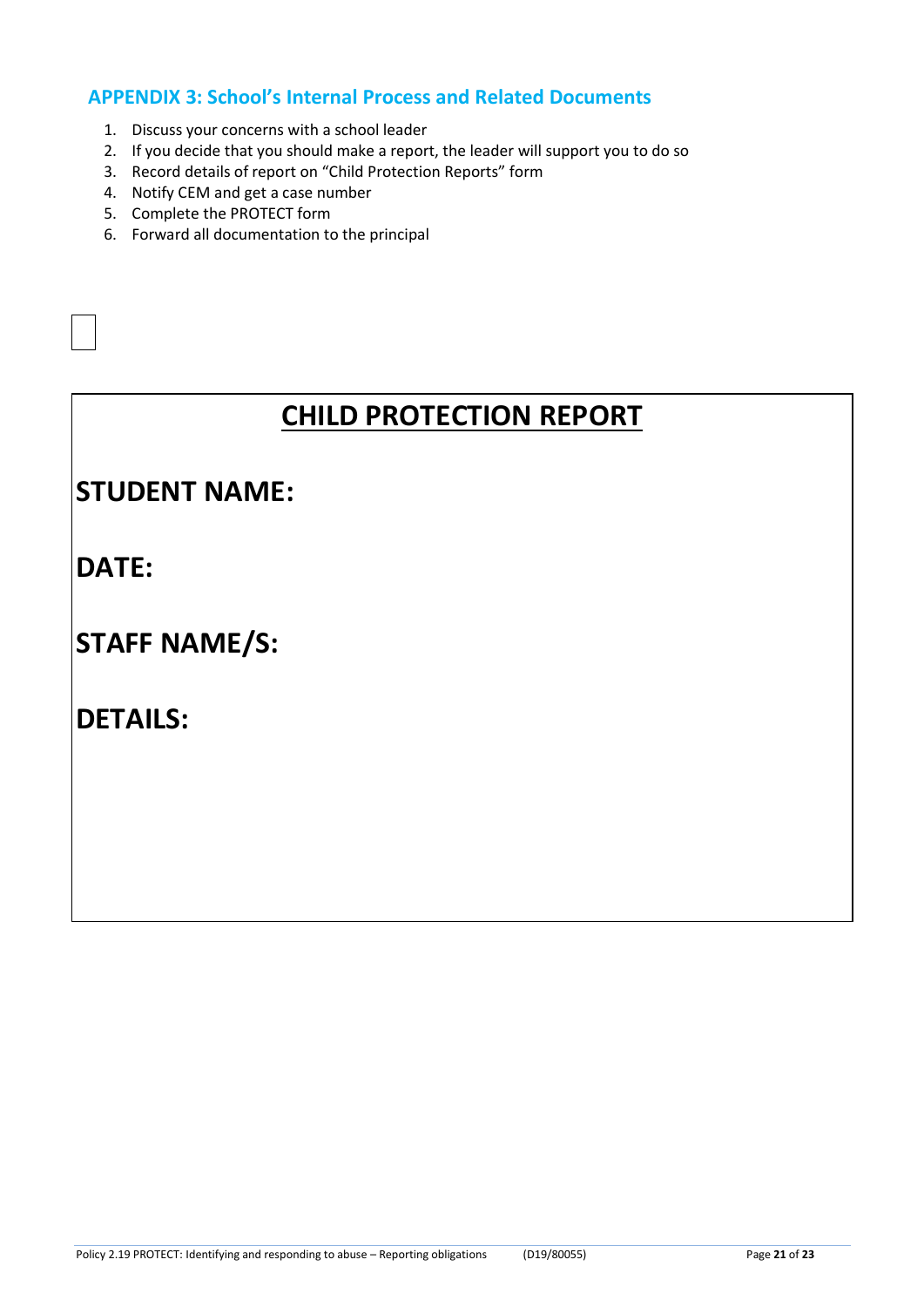## APPENDIX 3: School's Internal Process and Related Documents

1. Discuss your concerns with a school leader
2. If you decide that you should make a report, the leader will support you to do so
3. Record details of report on "Child Protection Reports" form
4. Notify CEM and get a case number
5. Complete the PROTECT form
6. Forward all documentation to the principal

# CHILD PROTECTION REPORT

**STUDENT NAME:**

**DATE:**

**STAFF NAME/S:**

**DETAILS:**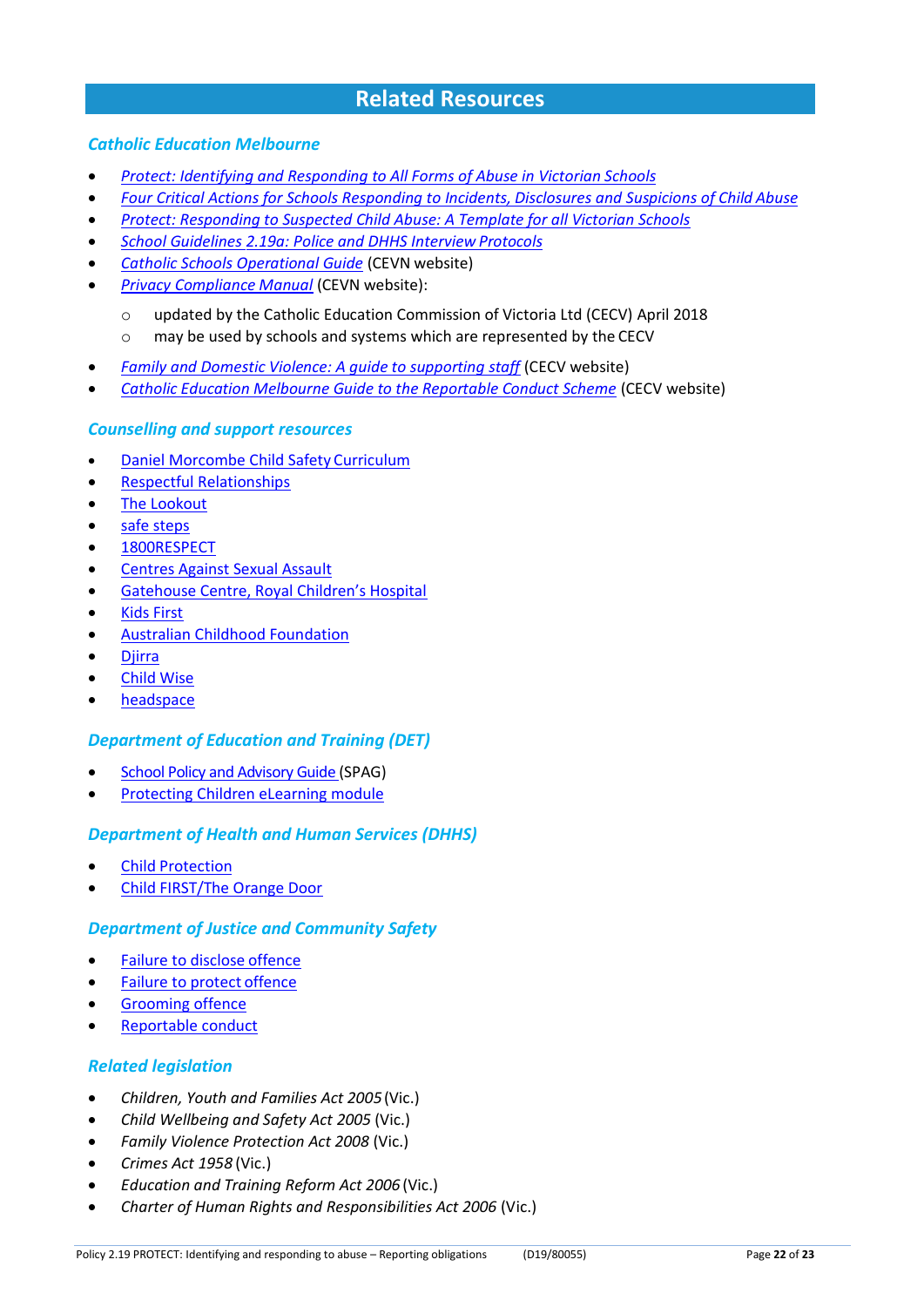## Related Resources

### *Catholic Education Melbourne*

- *Protect: Identifying and Responding to All Forms of Abuse in Victorian Schools*
- *Four Critical Actions for Schools Responding to Incidents, Disclosures and Suspicions of Child Abuse*
- *Protect: Responding to Suspected Child Abuse: A Template for all Victorian Schools*
- *School Guidelines 2.19a: Police and DHHS Interview Protocols*
- *Catholic Schools Operational Guide* (CEVN website)
- *Privacy Compliance Manual* (CEVN website):
  - updated by the Catholic Education Commission of Victoria Ltd (CECV) April 2018
  - may be used by schools and systems which are represented by the CECV
- *Family and Domestic Violence: A guide to supporting staff* (CECV website)
- *Catholic Education Melbourne Guide to the Reportable Conduct Scheme* (CECV website)

### *Counselling and support resources*

- Daniel Morcombe Child Safety Curriculum
- Respectful Relationships
- The Lookout
- safe steps
- 1800RESPECT
- Centres Against Sexual Assault
- Gatehouse Centre, Royal Children's Hospital
- Kids First
- Australian Childhood Foundation
- Djirra
- Child Wise
- headspace

### *Department of Education and Training (DET)*

- School Policy and Advisory Guide (SPAG)
- Protecting Children eLearning module

### *Department of Health and Human Services (DHHS)*

- Child Protection
- Child FIRST/The Orange Door

### *Department of Justice and Community Safety*

- Failure to disclose offence
- Failure to protect offence
- Grooming offence
- Reportable conduct

### *Related legislation*

- *Children, Youth and Families Act 2005* (Vic.)
- *Child Wellbeing and Safety Act 2005* (Vic.)
- *Family Violence Protection Act 2008* (Vic.)
- *Crimes Act 1958* (Vic.)
- *Education and Training Reform Act 2006* (Vic.)
- *Charter of Human Rights and Responsibilities Act 2006* (Vic.)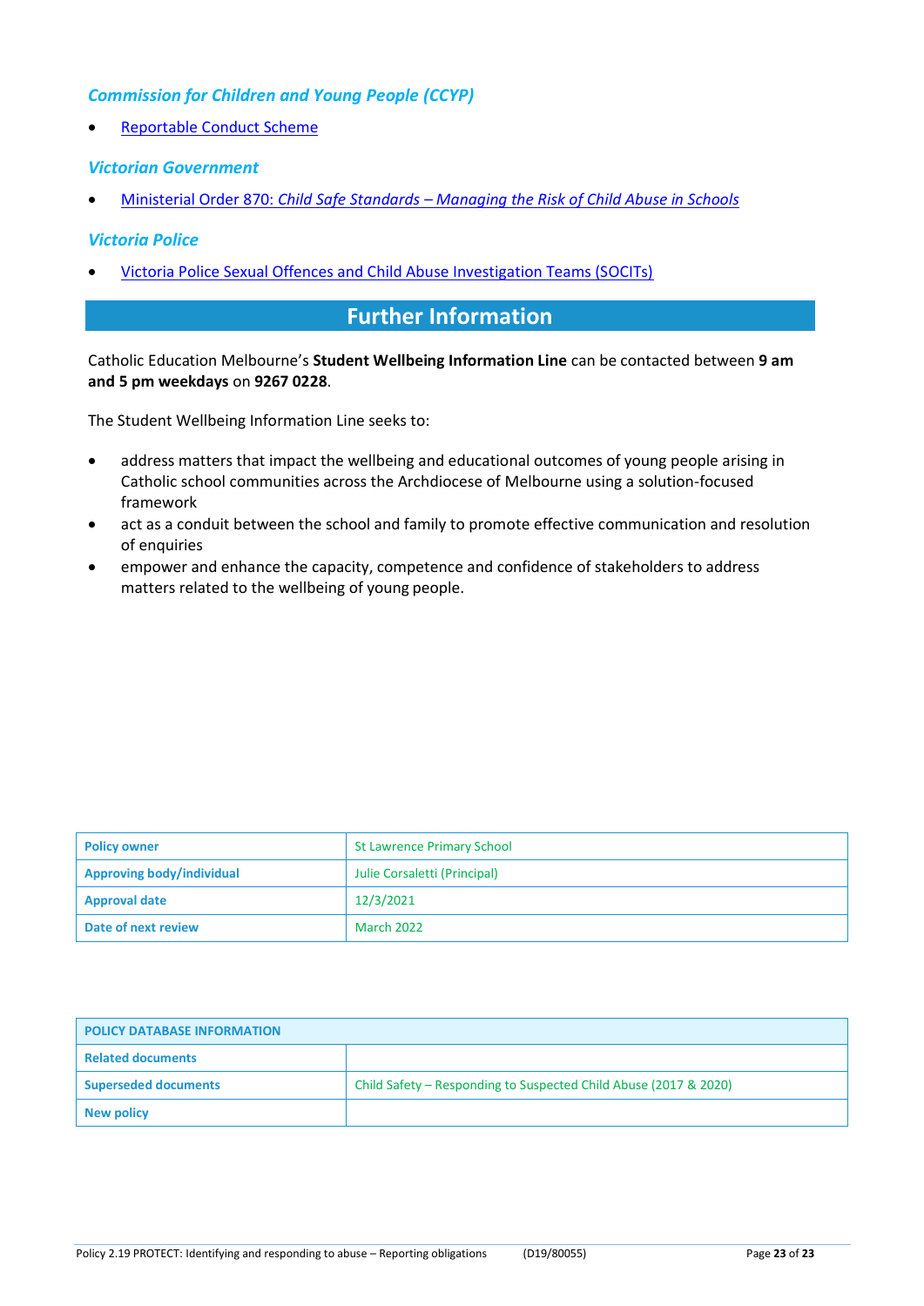### *Commission for Children and Young People (CCYP)*

- Reportable Conduct Scheme

### *Victorian Government*

- Ministerial Order 870: *Child Safe Standards – Managing the Risk of Child Abuse in Schools*

### *Victoria Police*

- Victoria Police Sexual Offences and Child Abuse Investigation Teams (SOCITs)

## Further Information

Catholic Education Melbourne's **Student Wellbeing Information Line** can be contacted between **9 am and 5 pm weekdays** on **9267 0228**.

The Student Wellbeing Information Line seeks to:

- address matters that impact the wellbeing and educational outcomes of young people arising in Catholic school communities across the Archdiocese of Melbourne using a solution-focused framework
- act as a conduit between the school and family to promote effective communication and resolution of enquiries
- empower and enhance the capacity, competence and confidence of stakeholders to address matters related to the wellbeing of young people.

| | |
|---|---|
| **Policy owner** | St Lawrence Primary School |
| **Approving body/individual** | Julie Corsaletti (Principal) |
| **Approval date** | 12/3/2021 |
| **Date of next review** | March 2022 |

| **POLICY DATABASE INFORMATION** | |
|---|---|
| **Related documents** | |
| **Superseded documents** | Child Safety – Responding to Suspected Child Abuse (2017 & 2020) |
| **New policy** | |